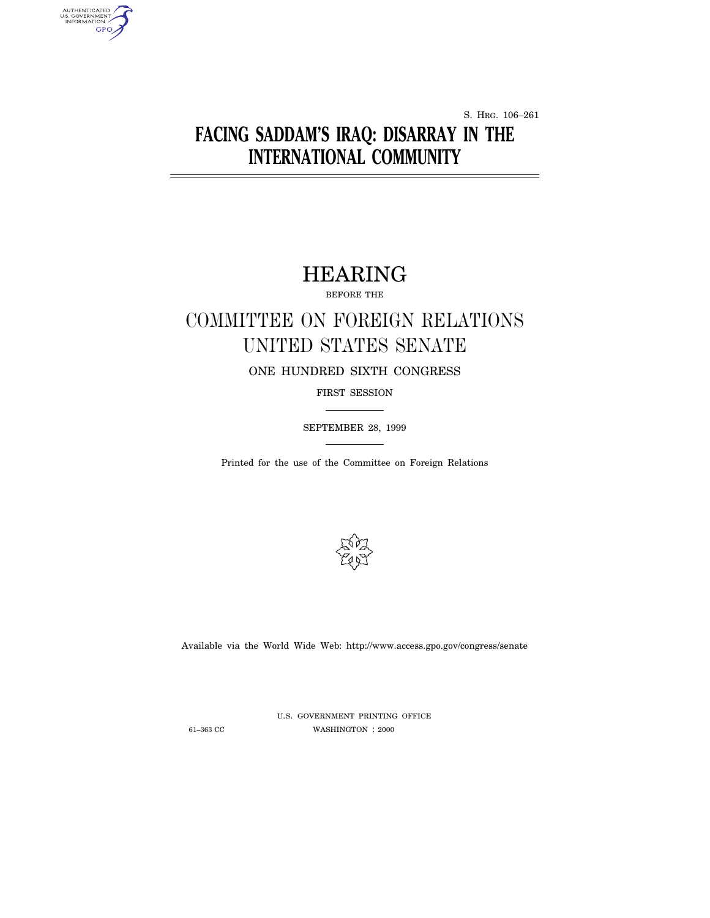S. HRG. 106–261

# FACING SADDAM'S IRAQ: DISARRAY IN THE INTERNATIONAL COMMUNITY

## HEARING

BEFORE THE

## COMMITTEE ON FOREIGN RELATIONS
## UNITED STATES SENATE

ONE HUNDRED SIXTH CONGRESS

FIRST SESSION

SEPTEMBER 28, 1999

Printed for the use of the Committee on Foreign Relations

Available via the World Wide Web: http://www.access.gpo.gov/congress/senate

U.S. GOVERNMENT PRINTING OFFICE

61–363 CC WASHINGTON : 2000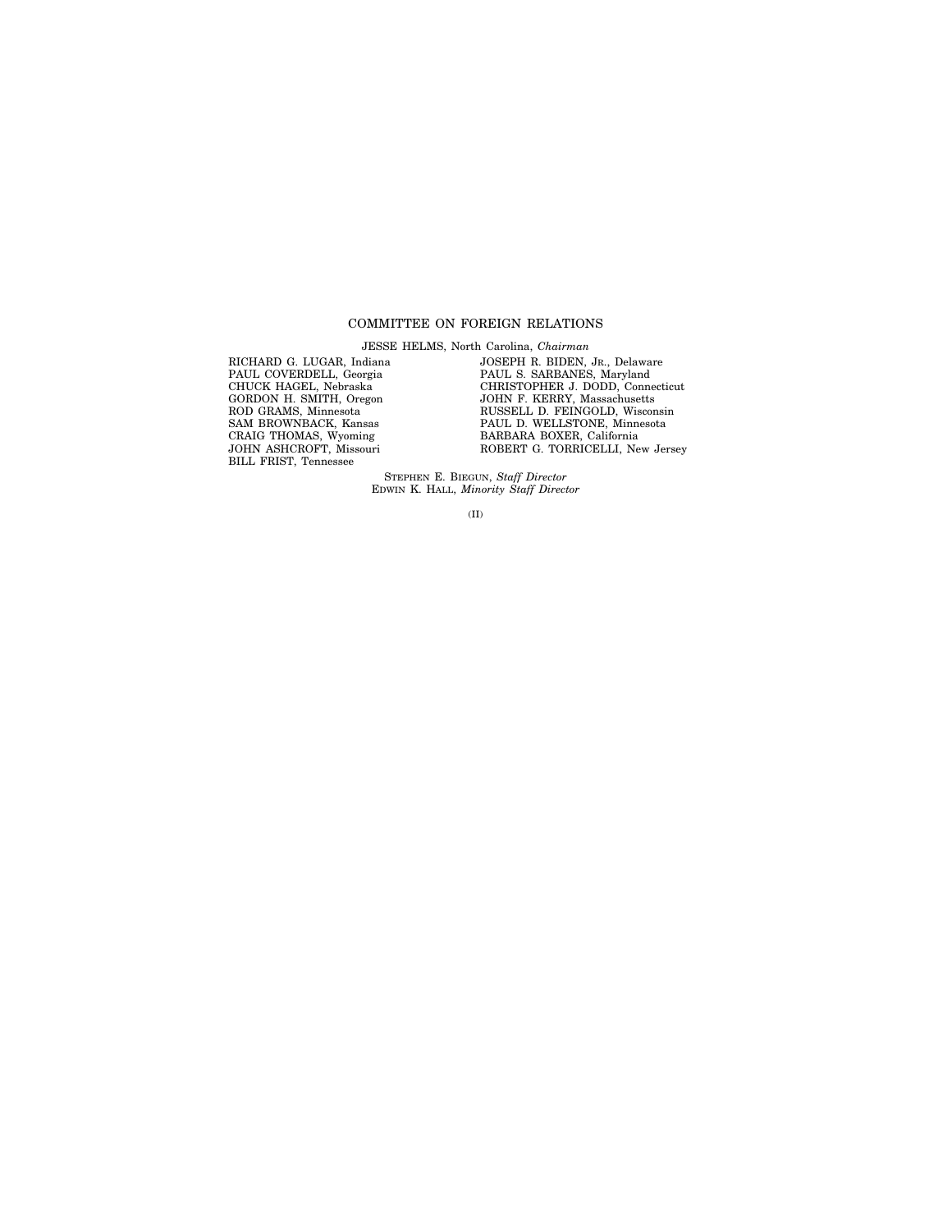# COMMITTEE ON FOREIGN RELATIONS

JESSE HELMS, North Carolina, *Chairman*

RICHARD G. LUGAR, Indiana
PAUL COVERDELL, Georgia
CHUCK HAGEL, Nebraska
GORDON H. SMITH, Oregon
ROD GRAMS, Minnesota
SAM BROWNBACK, Kansas
CRAIG THOMAS, Wyoming
JOHN ASHCROFT, Missouri
BILL FRIST, Tennessee

JOSEPH R. BIDEN, JR., Delaware
PAUL S. SARBANES, Maryland
CHRISTOPHER J. DODD, Connecticut
JOHN F. KERRY, Massachusetts
RUSSELL D. FEINGOLD, Wisconsin
PAUL D. WELLSTONE, Minnesota
BARBARA BOXER, California
ROBERT G. TORRICELLI, New Jersey

STEPHEN E. BIEGUN, *Staff Director*
EDWIN K. HALL, *Minority Staff Director*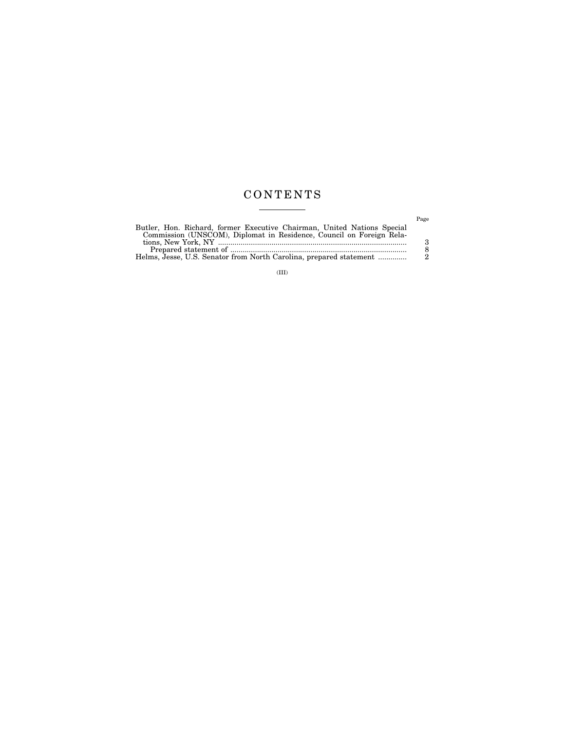# CONTENTS

| | Page |
|---|---|
| Butler, Hon. Richard, former Executive Chairman, United Nations Special Commission (UNSCOM), Diplomat in Residence, Council on Foreign Relations, New York, NY | 3 |
|     Prepared statement of | 8 |
| Helms, Jesse, U.S. Senator from North Carolina, prepared statement | 2 |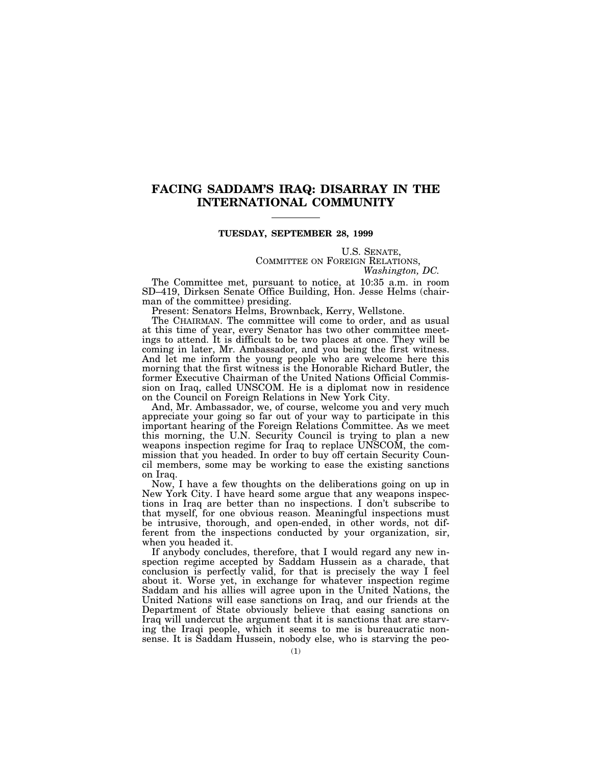# FACING SADDAM'S IRAQ: DISARRAY IN THE INTERNATIONAL COMMUNITY

**TUESDAY, SEPTEMBER 28, 1999**

U.S. SENATE,
COMMITTEE ON FOREIGN RELATIONS,
*Washington, DC.*

The Committee met, pursuant to notice, at 10:35 a.m. in room SD–419, Dirksen Senate Office Building, Hon. Jesse Helms (chairman of the committee) presiding.

Present: Senators Helms, Brownback, Kerry, Wellstone.

The CHAIRMAN. The committee will come to order, and as usual at this time of year, every Senator has two other committee meetings to attend. It is difficult to be two places at once. They will be coming in later, Mr. Ambassador, and you being the first witness. And let me inform the young people who are welcome here this morning that the first witness is the Honorable Richard Butler, the former Executive Chairman of the United Nations Official Commission on Iraq, called UNSCOM. He is a diplomat now in residence on the Council on Foreign Relations in New York City.

And, Mr. Ambassador, we, of course, welcome you and very much appreciate your going so far out of your way to participate in this important hearing of the Foreign Relations Committee. As we meet this morning, the U.N. Security Council is trying to plan a new weapons inspection regime for Iraq to replace UNSCOM, the commission that you headed. In order to buy off certain Security Council members, some may be working to ease the existing sanctions on Iraq.

Now, I have a few thoughts on the deliberations going on up in New York City. I have heard some argue that any weapons inspections in Iraq are better than no inspections. I don't subscribe to that myself, for one obvious reason. Meaningful inspections must be intrusive, thorough, and open-ended, in other words, not different from the inspections conducted by your organization, sir, when you headed it.

If anybody concludes, therefore, that I would regard any new inspection regime accepted by Saddam Hussein as a charade, that conclusion is perfectly valid, for that is precisely the way I feel about it. Worse yet, in exchange for whatever inspection regime Saddam and his allies will agree upon in the United Nations, the United Nations will ease sanctions on Iraq, and our friends at the Department of State obviously believe that easing sanctions on Iraq will undercut the argument that it is sanctions that are starving the Iraqi people, which it seems to me is bureaucratic nonsense. It is Saddam Hussein, nobody else, who is starving the peo-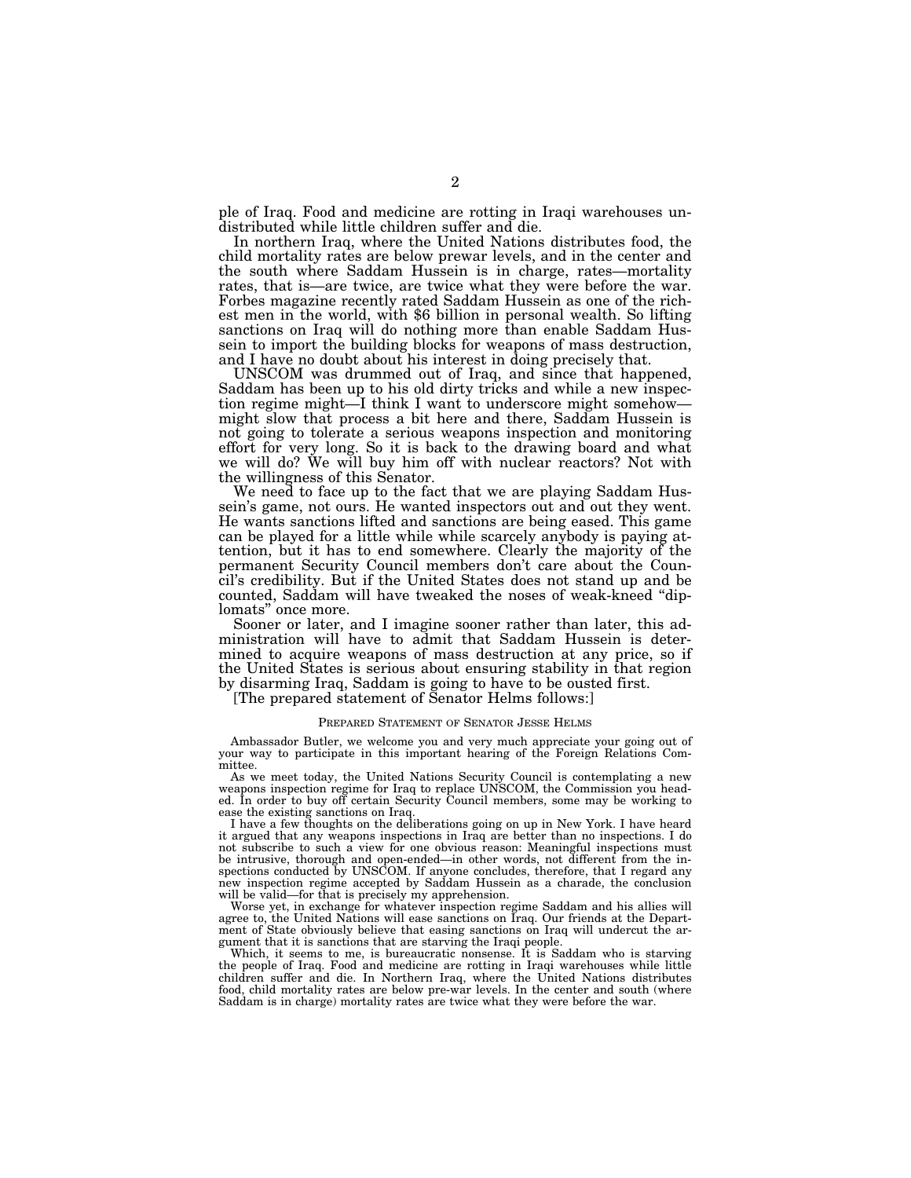ple of Iraq. Food and medicine are rotting in Iraqi warehouses undistributed while little children suffer and die.

In northern Iraq, where the United Nations distributes food, the child mortality rates are below prewar levels, and in the center and the south where Saddam Hussein is in charge, rates—mortality rates, that is—are twice, are twice what they were before the war. Forbes magazine recently rated Saddam Hussein as one of the richest men in the world, with $6 billion in personal wealth. So lifting sanctions on Iraq will do nothing more than enable Saddam Hussein to import the building blocks for weapons of mass destruction, and I have no doubt about his interest in doing precisely that.

UNSCOM was drummed out of Iraq, and since that happened, Saddam has been up to his old dirty tricks and while a new inspection regime might—I think I want to underscore might somehow—might slow that process a bit here and there, Saddam Hussein is not going to tolerate a serious weapons inspection and monitoring effort for very long. So it is back to the drawing board and what we will do? We will buy him off with nuclear reactors? Not with the willingness of this Senator.

We need to face up to the fact that we are playing Saddam Hussein's game, not ours. He wanted inspectors out and out they went. He wants sanctions lifted and sanctions are being eased. This game can be played for a little while while scarcely anybody is paying attention, but it has to end somewhere. Clearly the majority of the permanent Security Council members don't care about the Council's credibility. But if the United States does not stand up and be counted, Saddam will have tweaked the noses of weak-kneed "diplomats" once more.

Sooner or later, and I imagine sooner rather than later, this administration will have to admit that Saddam Hussein is determined to acquire weapons of mass destruction at any price, so if the United States is serious about ensuring stability in that region by disarming Iraq, Saddam is going to have to be ousted first.

[The prepared statement of Senator Helms follows:]

PREPARED STATEMENT OF SENATOR JESSE HELMS

Ambassador Butler, we welcome you and very much appreciate your going out of your way to participate in this important hearing of the Foreign Relations Committee.

As we meet today, the United Nations Security Council is contemplating a new weapons inspection regime for Iraq to replace UNSCOM, the Commission you headed. In order to buy off certain Security Council members, some may be working to ease the existing sanctions on Iraq.

I have a few thoughts on the deliberations going on up in New York. I have heard it argued that any weapons inspections in Iraq are better than no inspections. I do not subscribe to such a view for one obvious reason: Meaningful inspections must be intrusive, thorough and open-ended—in other words, not different from the inspections conducted by UNSCOM. If anyone concludes, therefore, that I regard any new inspection regime accepted by Saddam Hussein as a charade, the conclusion will be valid—for that is precisely my apprehension.

Worse yet, in exchange for whatever inspection regime Saddam and his allies will agree to, the United Nations will ease sanctions on Iraq. Our friends at the Department of State obviously believe that easing sanctions on Iraq will undercut the argument that it is sanctions that are starving the Iraqi people.

Which, it seems to me, is bureaucratic nonsense. It is Saddam who is starving the people of Iraq. Food and medicine are rotting in Iraqi warehouses while little children suffer and die. In Northern Iraq, where the United Nations distributes food, child mortality rates are below pre-war levels. In the center and south (where Saddam is in charge) mortality rates are twice what they were before the war.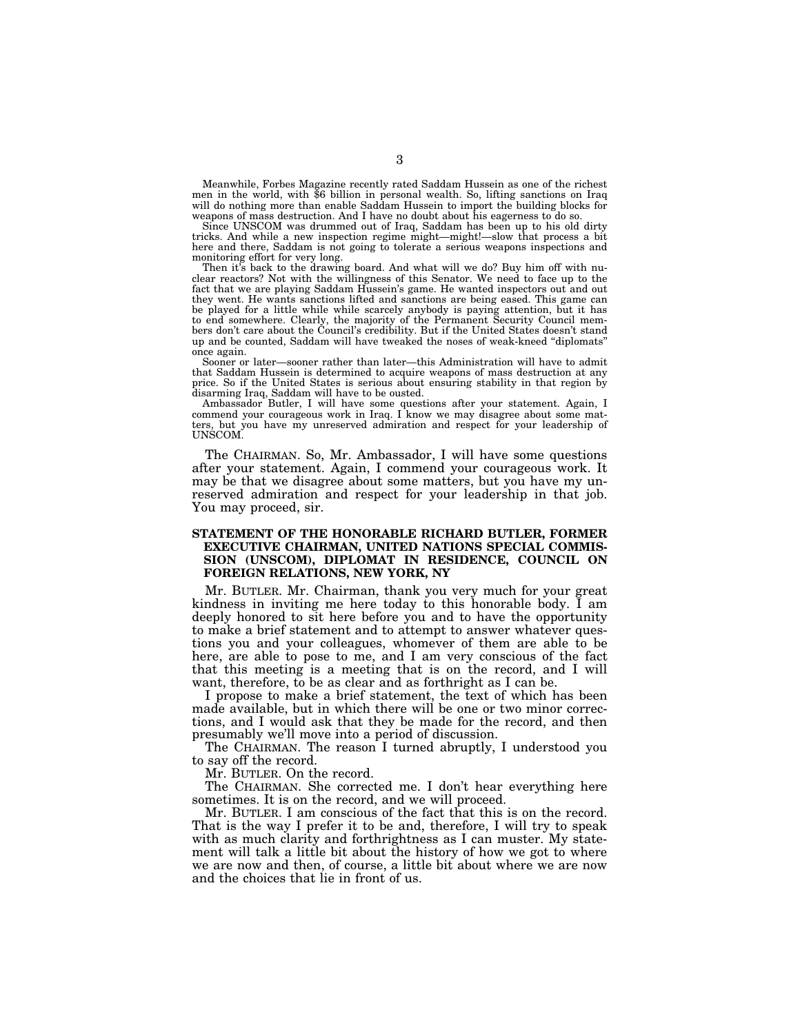Meanwhile, Forbes Magazine recently rated Saddam Hussein as one of the richest men in the world, with $6 billion in personal wealth. So, lifting sanctions on Iraq will do nothing more than enable Saddam Hussein to import the building blocks for weapons of mass destruction. And I have no doubt about his eagerness to do so.

Since UNSCOM was drummed out of Iraq, Saddam has been up to his old dirty tricks. And while a new inspection regime might—might!—slow that process a bit here and there, Saddam is not going to tolerate a serious weapons inspections and monitoring effort for very long.

Then it's back to the drawing board. And what will we do? Buy him off with nuclear reactors? Not with the willingness of this Senator. We need to face up to the fact that we are playing Saddam Hussein's game. He wanted inspectors out and out they went. He wants sanctions lifted and sanctions are being eased. This game can be played for a little while while scarcely anybody is paying attention, but it has to end somewhere. Clearly, the majority of the Permanent Security Council members don't care about the Council's credibility. But if the United States doesn't stand up and be counted, Saddam will have tweaked the noses of weak-kneed "diplomats" once again.

Sooner or later—sooner rather than later—this Administration will have to admit that Saddam Hussein is determined to acquire weapons of mass destruction at any price. So if the United States is serious about ensuring stability in that region by disarming Iraq, Saddam will have to be ousted.

Ambassador Butler, I will have some questions after your statement. Again, I commend your courageous work in Iraq. I know we may disagree about some matters, but you have my unreserved admiration and respect for your leadership of UNSCOM.

The CHAIRMAN. So, Mr. Ambassador, I will have some questions after your statement. Again, I commend your courageous work. It may be that we disagree about some matters, but you have my unreserved admiration and respect for your leadership in that job. You may proceed, sir.

## STATEMENT OF THE HONORABLE RICHARD BUTLER, FORMER EXECUTIVE CHAIRMAN, UNITED NATIONS SPECIAL COMMISSION (UNSCOM), DIPLOMAT IN RESIDENCE, COUNCIL ON FOREIGN RELATIONS, NEW YORK, NY

Mr. BUTLER. Mr. Chairman, thank you very much for your great kindness in inviting me here today to this honorable body. I am deeply honored to sit here before you and to have the opportunity to make a brief statement and to attempt to answer whatever questions you and your colleagues, whomever of them are able to be here, are able to pose to me, and I am very conscious of the fact that this meeting is a meeting that is on the record, and I will want, therefore, to be as clear and as forthright as I can be.

I propose to make a brief statement, the text of which has been made available, but in which there will be one or two minor corrections, and I would ask that they be made for the record, and then presumably we'll move into a period of discussion.

The CHAIRMAN. The reason I turned abruptly, I understood you to say off the record.

Mr. BUTLER. On the record.

The CHAIRMAN. She corrected me. I don't hear everything here sometimes. It is on the record, and we will proceed.

Mr. BUTLER. I am conscious of the fact that this is on the record. That is the way I prefer it to be and, therefore, I will try to speak with as much clarity and forthrightness as I can muster. My statement will talk a little bit about the history of how we got to where we are now and then, of course, a little bit about where we are now and the choices that lie in front of us.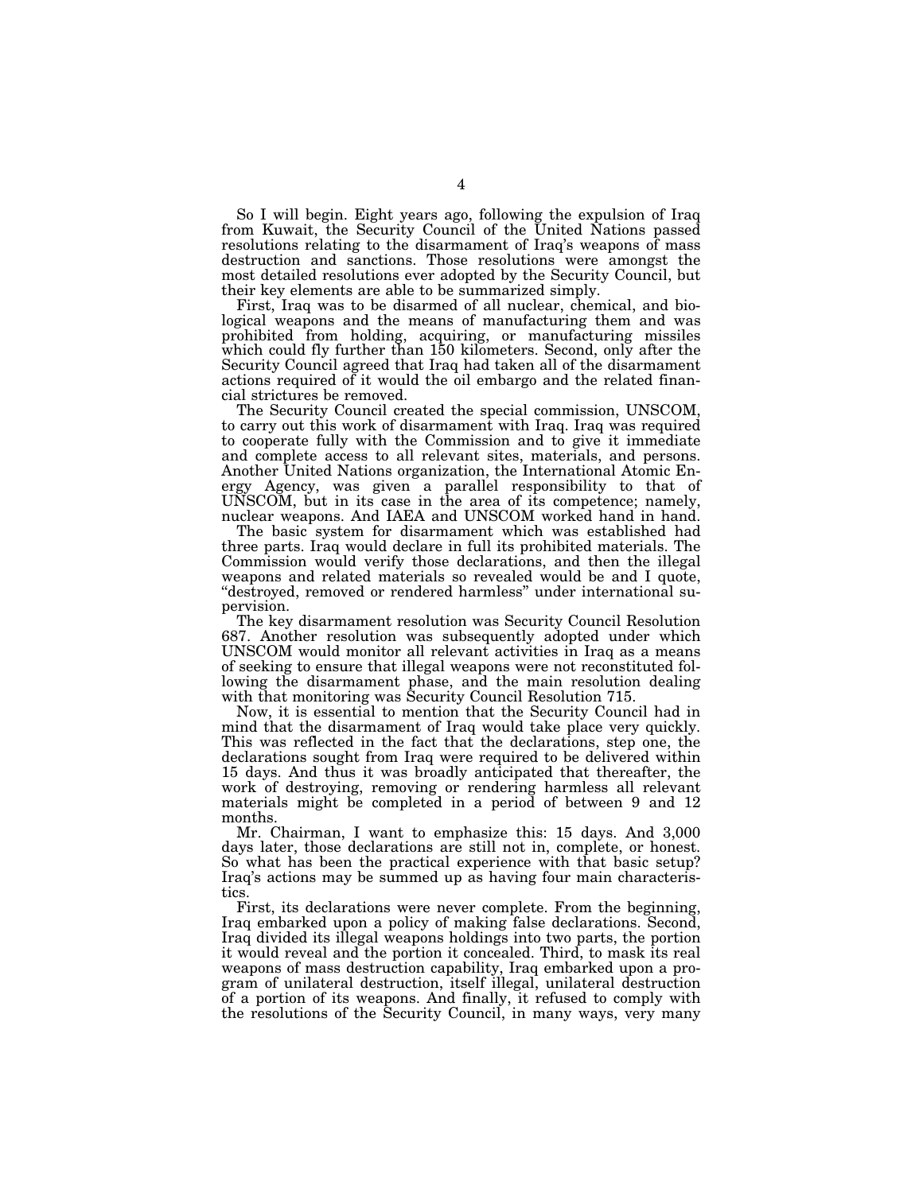So I will begin. Eight years ago, following the expulsion of Iraq from Kuwait, the Security Council of the United Nations passed resolutions relating to the disarmament of Iraq's weapons of mass destruction and sanctions. Those resolutions were amongst the most detailed resolutions ever adopted by the Security Council, but their key elements are able to be summarized simply.

First, Iraq was to be disarmed of all nuclear, chemical, and biological weapons and the means of manufacturing them and was prohibited from holding, acquiring, or manufacturing missiles which could fly further than 150 kilometers. Second, only after the Security Council agreed that Iraq had taken all of the disarmament actions required of it would the oil embargo and the related financial strictures be removed.

The Security Council created the special commission, UNSCOM, to carry out this work of disarmament with Iraq. Iraq was required to cooperate fully with the Commission and to give it immediate and complete access to all relevant sites, materials, and persons. Another United Nations organization, the International Atomic Energy Agency, was given a parallel responsibility to that of UNSCOM, but in its case in the area of its competence; namely, nuclear weapons. And IAEA and UNSCOM worked hand in hand.

The basic system for disarmament which was established had three parts. Iraq would declare in full its prohibited materials. The Commission would verify those declarations, and then the illegal weapons and related materials so revealed would be and I quote, "destroyed, removed or rendered harmless" under international supervision.

The key disarmament resolution was Security Council Resolution 687. Another resolution was subsequently adopted under which UNSCOM would monitor all relevant activities in Iraq as a means of seeking to ensure that illegal weapons were not reconstituted following the disarmament phase, and the main resolution dealing with that monitoring was Security Council Resolution 715.

Now, it is essential to mention that the Security Council had in mind that the disarmament of Iraq would take place very quickly. This was reflected in the fact that the declarations, step one, the declarations sought from Iraq were required to be delivered within 15 days. And thus it was broadly anticipated that thereafter, the work of destroying, removing or rendering harmless all relevant materials might be completed in a period of between 9 and 12 months.

Mr. Chairman, I want to emphasize this: 15 days. And 3,000 days later, those declarations are still not in, complete, or honest. So what has been the practical experience with that basic setup? Iraq's actions may be summed up as having four main characteristics.

First, its declarations were never complete. From the beginning, Iraq embarked upon a policy of making false declarations. Second, Iraq divided its illegal weapons holdings into two parts, the portion it would reveal and the portion it concealed. Third, to mask its real weapons of mass destruction capability, Iraq embarked upon a program of unilateral destruction, itself illegal, unilateral destruction of a portion of its weapons. And finally, it refused to comply with the resolutions of the Security Council, in many ways, very many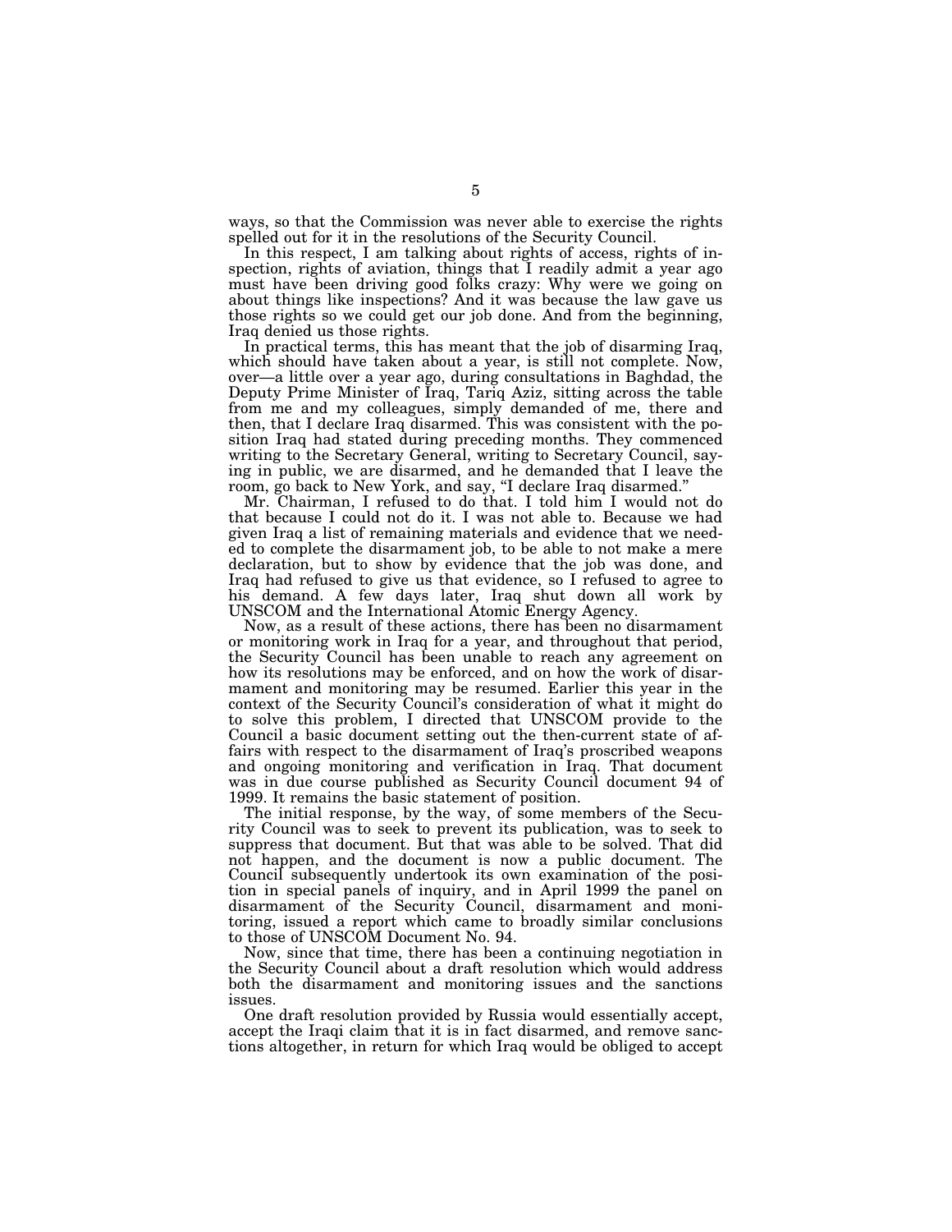ways, so that the Commission was never able to exercise the rights spelled out for it in the resolutions of the Security Council.

In this respect, I am talking about rights of access, rights of inspection, rights of aviation, things that I readily admit a year ago must have been driving good folks crazy: Why were we going on about things like inspections? And it was because the law gave us those rights so we could get our job done. And from the beginning, Iraq denied us those rights.

In practical terms, this has meant that the job of disarming Iraq, which should have taken about a year, is still not complete. Now, over—a little over a year ago, during consultations in Baghdad, the Deputy Prime Minister of Iraq, Tariq Aziz, sitting across the table from me and my colleagues, simply demanded of me, there and then, that I declare Iraq disarmed. This was consistent with the position Iraq had stated during preceding months. They commenced writing to the Secretary General, writing to Secretary Council, saying in public, we are disarmed, and he demanded that I leave the room, go back to New York, and say, "I declare Iraq disarmed."

Mr. Chairman, I refused to do that. I told him I would not do that because I could not do it. I was not able to. Because we had given Iraq a list of remaining materials and evidence that we needed to complete the disarmament job, to be able to not make a mere declaration, but to show by evidence that the job was done, and Iraq had refused to give us that evidence, so I refused to agree to his demand. A few days later, Iraq shut down all work by UNSCOM and the International Atomic Energy Agency.

Now, as a result of these actions, there has been no disarmament or monitoring work in Iraq for a year, and throughout that period, the Security Council has been unable to reach any agreement on how its resolutions may be enforced, and on how the work of disarmament and monitoring may be resumed. Earlier this year in the context of the Security Council's consideration of what it might do to solve this problem, I directed that UNSCOM provide to the Council a basic document setting out the then-current state of affairs with respect to the disarmament of Iraq's proscribed weapons and ongoing monitoring and verification in Iraq. That document was in due course published as Security Council document 94 of 1999. It remains the basic statement of position.

The initial response, by the way, of some members of the Security Council was to seek to prevent its publication, was to seek to suppress that document. But that was able to be solved. That did not happen, and the document is now a public document. The Council subsequently undertook its own examination of the position in special panels of inquiry, and in April 1999 the panel on disarmament of the Security Council, disarmament and monitoring, issued a report which came to broadly similar conclusions to those of UNSCOM Document No. 94.

Now, since that time, there has been a continuing negotiation in the Security Council about a draft resolution which would address both the disarmament and monitoring issues and the sanctions issues.

One draft resolution provided by Russia would essentially accept, accept the Iraqi claim that it is in fact disarmed, and remove sanctions altogether, in return for which Iraq would be obliged to accept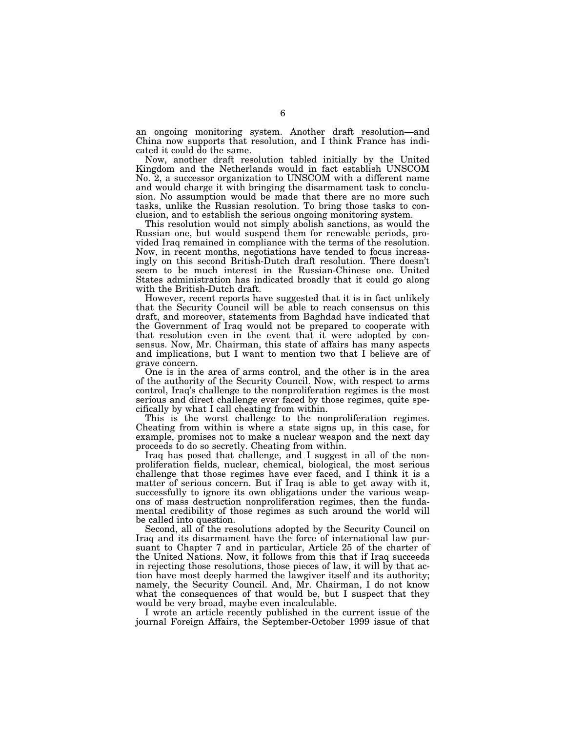an ongoing monitoring system. Another draft resolution—and China now supports that resolution, and I think France has indicated it could do the same.

Now, another draft resolution tabled initially by the United Kingdom and the Netherlands would in fact establish UNSCOM No. 2, a successor organization to UNSCOM with a different name and would charge it with bringing the disarmament task to conclusion. No assumption would be made that there are no more such tasks, unlike the Russian resolution. To bring those tasks to conclusion, and to establish the serious ongoing monitoring system.

This resolution would not simply abolish sanctions, as would the Russian one, but would suspend them for renewable periods, provided Iraq remained in compliance with the terms of the resolution. Now, in recent months, negotiations have tended to focus increasingly on this second British-Dutch draft resolution. There doesn't seem to be much interest in the Russian-Chinese one. United States administration has indicated broadly that it could go along with the British-Dutch draft.

However, recent reports have suggested that it is in fact unlikely that the Security Council will be able to reach consensus on this draft, and moreover, statements from Baghdad have indicated that the Government of Iraq would not be prepared to cooperate with that resolution even in the event that it were adopted by consensus. Now, Mr. Chairman, this state of affairs has many aspects and implications, but I want to mention two that I believe are of grave concern.

One is in the area of arms control, and the other is in the area of the authority of the Security Council. Now, with respect to arms control, Iraq's challenge to the nonproliferation regimes is the most serious and direct challenge ever faced by those regimes, quite specifically by what I call cheating from within.

This is the worst challenge to the nonproliferation regimes. Cheating from within is where a state signs up, in this case, for example, promises not to make a nuclear weapon and the next day proceeds to do so secretly. Cheating from within.

Iraq has posed that challenge, and I suggest in all of the nonproliferation fields, nuclear, chemical, biological, the most serious challenge that those regimes have ever faced, and I think it is a matter of serious concern. But if Iraq is able to get away with it, successfully to ignore its own obligations under the various weapons of mass destruction nonproliferation regimes, then the fundamental credibility of those regimes as such around the world will be called into question.

Second, all of the resolutions adopted by the Security Council on Iraq and its disarmament have the force of international law pursuant to Chapter 7 and in particular, Article 25 of the charter of the United Nations. Now, it follows from this that if Iraq succeeds in rejecting those resolutions, those pieces of law, it will by that action have most deeply harmed the lawgiver itself and its authority; namely, the Security Council. And, Mr. Chairman, I do not know what the consequences of that would be, but I suspect that they would be very broad, maybe even incalculable.

I wrote an article recently published in the current issue of the journal Foreign Affairs, the September-October 1999 issue of that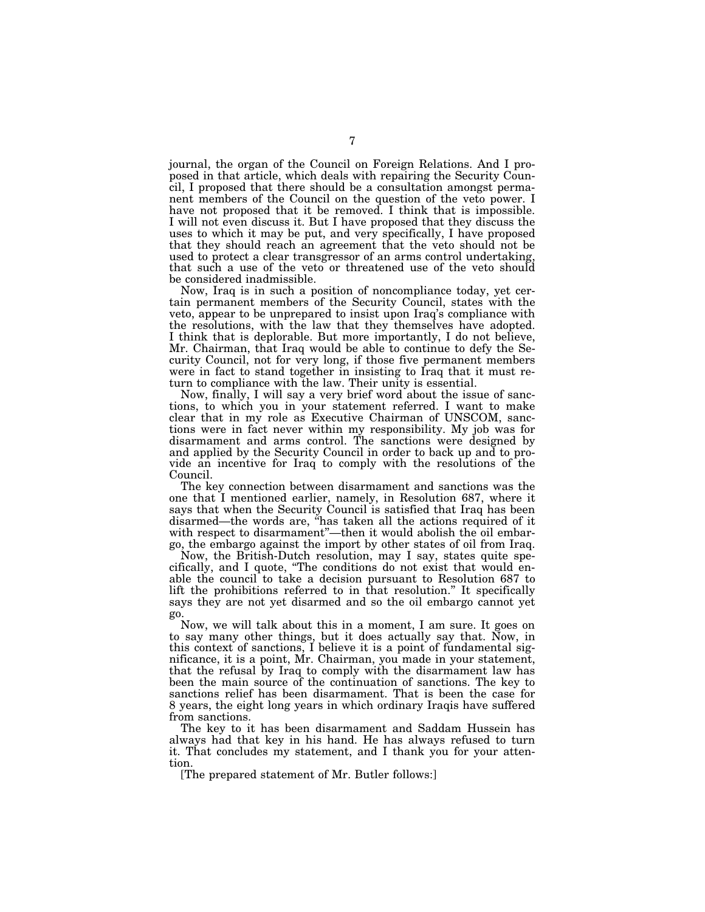journal, the organ of the Council on Foreign Relations. And I proposed in that article, which deals with repairing the Security Council, I proposed that there should be a consultation amongst permanent members of the Council on the question of the veto power. I have not proposed that it be removed. I think that is impossible. I will not even discuss it. But I have proposed that they discuss the uses to which it may be put, and very specifically, I have proposed that they should reach an agreement that the veto should not be used to protect a clear transgressor of an arms control undertaking, that such a use of the veto or threatened use of the veto should be considered inadmissible.

Now, Iraq is in such a position of noncompliance today, yet certain permanent members of the Security Council, states with the veto, appear to be unprepared to insist upon Iraq's compliance with the resolutions, with the law that they themselves have adopted. I think that is deplorable. But more importantly, I do not believe, Mr. Chairman, that Iraq would be able to continue to defy the Security Council, not for very long, if those five permanent members were in fact to stand together in insisting to Iraq that it must return to compliance with the law. Their unity is essential.

Now, finally, I will say a very brief word about the issue of sanctions, to which you in your statement referred. I want to make clear that in my role as Executive Chairman of UNSCOM, sanctions were in fact never within my responsibility. My job was for disarmament and arms control. The sanctions were designed by and applied by the Security Council in order to back up and to provide an incentive for Iraq to comply with the resolutions of the Council.

The key connection between disarmament and sanctions was the one that I mentioned earlier, namely, in Resolution 687, where it says that when the Security Council is satisfied that Iraq has been disarmed—the words are, "has taken all the actions required of it with respect to disarmament"—then it would abolish the oil embargo, the embargo against the import by other states of oil from Iraq.

Now, the British-Dutch resolution, may I say, states quite specifically, and I quote, "The conditions do not exist that would enable the council to take a decision pursuant to Resolution 687 to lift the prohibitions referred to in that resolution." It specifically says they are not yet disarmed and so the oil embargo cannot yet go.

Now, we will talk about this in a moment, I am sure. It goes on to say many other things, but it does actually say that. Now, in this context of sanctions, I believe it is a point of fundamental significance, it is a point, Mr. Chairman, you made in your statement, that the refusal by Iraq to comply with the disarmament law has been the main source of the continuation of sanctions. The key to sanctions relief has been disarmament. That is been the case for 8 years, the eight long years in which ordinary Iraqis have suffered from sanctions.

The key to it has been disarmament and Saddam Hussein has always had that key in his hand. He has always refused to turn it. That concludes my statement, and I thank you for your attention.

[The prepared statement of Mr. Butler follows:]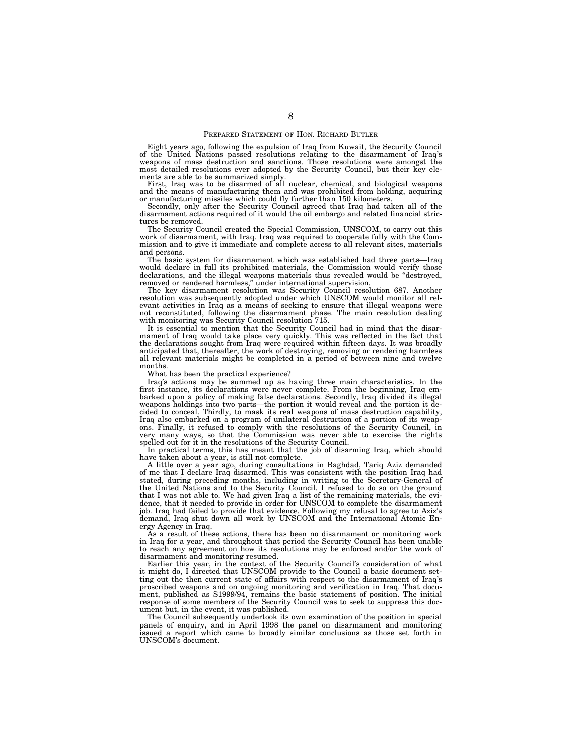## PREPARED STATEMENT OF HON. RICHARD BUTLER

Eight years ago, following the expulsion of Iraq from Kuwait, the Security Council of the United Nations passed resolutions relating to the disarmament of Iraq's weapons of mass destruction and sanctions. Those resolutions were amongst the most detailed resolutions ever adopted by the Security Council, but their key elements are able to be summarized simply.

First, Iraq was to be disarmed of all nuclear, chemical, and biological weapons and the means of manufacturing them and was prohibited from holding, acquiring or manufacturing missiles which could fly further than 150 kilometers.

Secondly, only after the Security Council agreed that Iraq had taken all of the disarmament actions required of it would the oil embargo and related financial strictures be removed.

The Security Council created the Special Commission, UNSCOM, to carry out this work of disarmament, with Iraq. Iraq was required to cooperate fully with the Commission and to give it immediate and complete access to all relevant sites, materials and persons.

The basic system for disarmament which was established had three parts—Iraq would declare in full its prohibited materials, the Commission would verify those declarations, and the illegal weapons materials thus revealed would be "destroyed, removed or rendered harmless," under international supervision.

The key disarmament resolution was Security Council resolution 687. Another resolution was subsequently adopted under which UNSCOM would monitor all relevant activities in Iraq as a means of seeking to ensure that illegal weapons were not reconstituted, following the disarmament phase. The main resolution dealing with monitoring was Security Council resolution 715.

It is essential to mention that the Security Council had in mind that the disarmament of Iraq would take place very quickly. This was reflected in the fact that the declarations sought from Iraq were required within fifteen days. It was broadly anticipated that, thereafter, the work of destroying, removing or rendering harmless all relevant materials might be completed in a period of between nine and twelve months.

What has been the practical experience?

Iraq's actions may be summed up as having three main characteristics. In the first instance, its declarations were never complete. From the beginning, Iraq embarked upon a policy of making false declarations. Secondly, Iraq divided its illegal weapons holdings into two parts—the portion it would reveal and the portion it decided to conceal. Thirdly, to mask its real weapons of mass destruction capability, Iraq also embarked on a program of unilateral destruction of a portion of its weapons. Finally, it refused to comply with the resolutions of the Security Council, in very many ways, so that the Commission was never able to exercise the rights spelled out for it in the resolutions of the Security Council.

In practical terms, this has meant that the job of disarming Iraq, which should have taken about a year, is still not complete.

A little over a year ago, during consultations in Baghdad, Tariq Aziz demanded of me that I declare Iraq disarmed. This was consistent with the position Iraq had stated, during preceding months, including in writing to the Secretary-General of the United Nations and to the Security Council. I refused to do so on the ground that I was not able to. We had given Iraq a list of the remaining materials, the evidence, that it needed to provide in order for UNSCOM to complete the disarmament job. Iraq had failed to provide that evidence. Following my refusal to agree to Aziz's demand, Iraq shut down all work by UNSCOM and the International Atomic Energy Agency in Iraq.

As a result of these actions, there has been no disarmament or monitoring work in Iraq for a year, and throughout that period the Security Council has been unable to reach any agreement on how its resolutions may be enforced and/or the work of disarmament and monitoring resumed.

Earlier this year, in the context of the Security Council's consideration of what it might do, I directed that UNSCOM provide to the Council a basic document setting out the then current state of affairs with respect to the disarmament of Iraq's proscribed weapons and on ongoing monitoring and verification in Iraq. That document, published as S1999/94, remains the basic statement of position. The initial response of some members of the Security Council was to seek to suppress this document but, in the event, it was published.

The Council subsequently undertook its own examination of the position in special panels of enquiry, and in April 1998 the panel on disarmament and monitoring issued a report which came to broadly similar conclusions as those set forth in UNSCOM's document.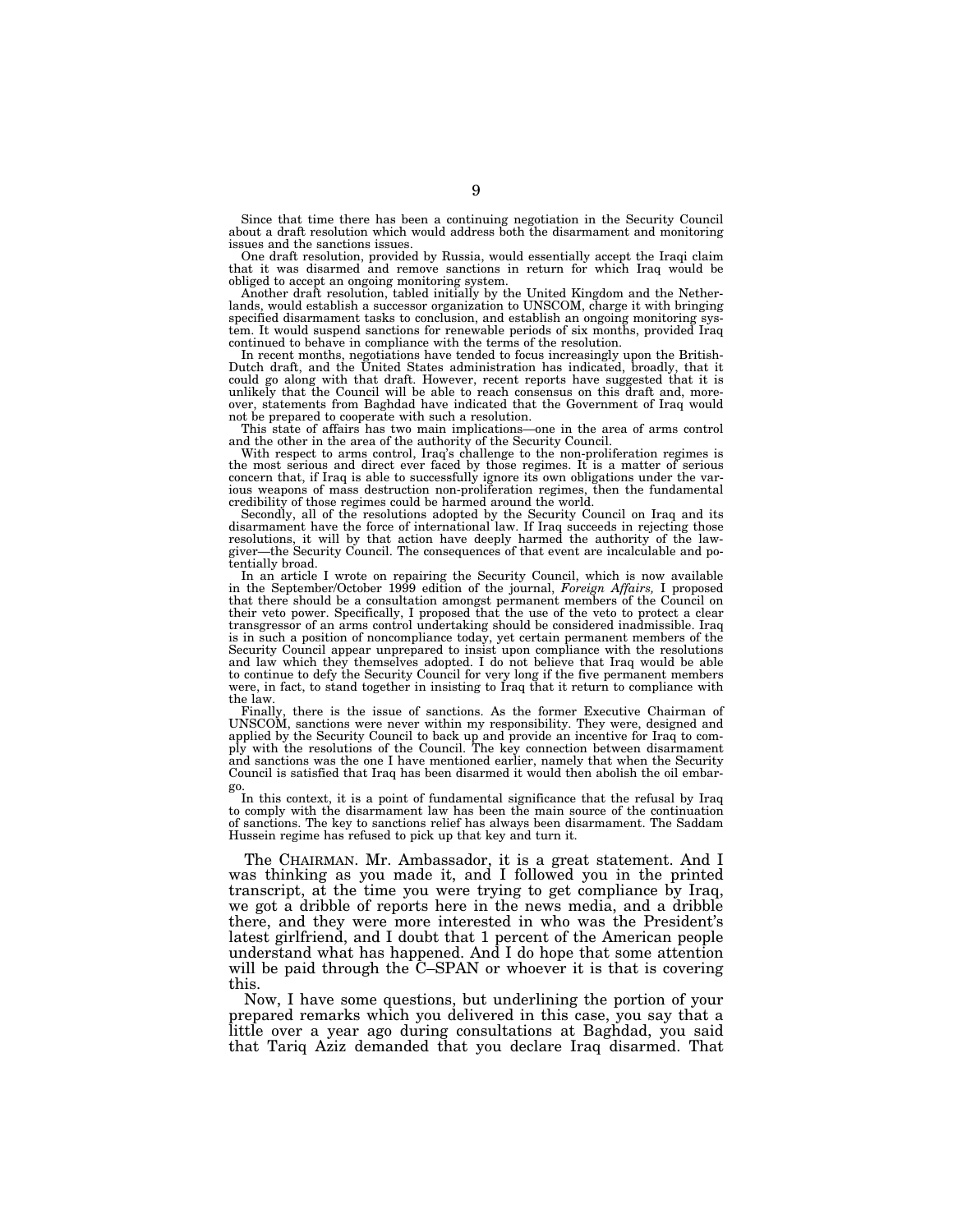Since that time there has been a continuing negotiation in the Security Council about a draft resolution which would address both the disarmament and monitoring issues and the sanctions issues.

One draft resolution, provided by Russia, would essentially accept the Iraqi claim that it was disarmed and remove sanctions in return for which Iraq would be obliged to accept an ongoing monitoring system.

Another draft resolution, tabled initially by the United Kingdom and the Netherlands, would establish a successor organization to UNSCOM, charge it with bringing specified disarmament tasks to conclusion, and establish an ongoing monitoring system. It would suspend sanctions for renewable periods of six months, provided Iraq continued to behave in compliance with the terms of the resolution.

In recent months, negotiations have tended to focus increasingly upon the British-Dutch draft, and the United States administration has indicated, broadly, that it could go along with that draft. However, recent reports have suggested that it is unlikely that the Council will be able to reach consensus on this draft and, moreover, statements from Baghdad have indicated that the Government of Iraq would not be prepared to cooperate with such a resolution.

This state of affairs has two main implications—one in the area of arms control and the other in the area of the authority of the Security Council.

With respect to arms control, Iraq's challenge to the non-proliferation regimes is the most serious and direct ever faced by those regimes. It is a matter of serious concern that, if Iraq is able to successfully ignore its own obligations under the various weapons of mass destruction non-proliferation regimes, then the fundamental credibility of those regimes could be harmed around the world.

Secondly, all of the resolutions adopted by the Security Council on Iraq and its disarmament have the force of international law. If Iraq succeeds in rejecting those resolutions, it will by that action have deeply harmed the authority of the lawgiver—the Security Council. The consequences of that event are incalculable and potentially broad.

In an article I wrote on repairing the Security Council, which is now available in the September/October 1999 edition of the journal, *Foreign Affairs,* I proposed that there should be a consultation amongst permanent members of the Council on their veto power. Specifically, I proposed that the use of the veto to protect a clear transgressor of an arms control undertaking should be considered inadmissible. Iraq is in such a position of noncompliance today, yet certain permanent members of the Security Council appear unprepared to insist upon compliance with the resolutions and law which they themselves adopted. I do not believe that Iraq would be able to continue to defy the Security Council for very long if the five permanent members were, in fact, to stand together in insisting to Iraq that it return to compliance with the law.

Finally, there is the issue of sanctions. As the former Executive Chairman of UNSCOM, sanctions were never within my responsibility. They were, designed and applied by the Security Council to back up and provide an incentive for Iraq to comply with the resolutions of the Council. The key connection between disarmament and sanctions was the one I have mentioned earlier, namely that when the Security Council is satisfied that Iraq has been disarmed it would then abolish the oil embargo.

In this context, it is a point of fundamental significance that the refusal by Iraq to comply with the disarmament law has been the main source of the continuation of sanctions. The key to sanctions relief has always been disarmament. The Saddam Hussein regime has refused to pick up that key and turn it.

The CHAIRMAN. Mr. Ambassador, it is a great statement. And I was thinking as you made it, and I followed you in the printed transcript, at the time you were trying to get compliance by Iraq, we got a dribble of reports here in the news media, and a dribble there, and they were more interested in who was the President's latest girlfriend, and I doubt that 1 percent of the American people understand what has happened. And I do hope that some attention will be paid through the C–SPAN or whoever it is that is covering this.

Now, I have some questions, but underlining the portion of your prepared remarks which you delivered in this case, you say that a little over a year ago during consultations at Baghdad, you said that Tariq Aziz demanded that you declare Iraq disarmed. That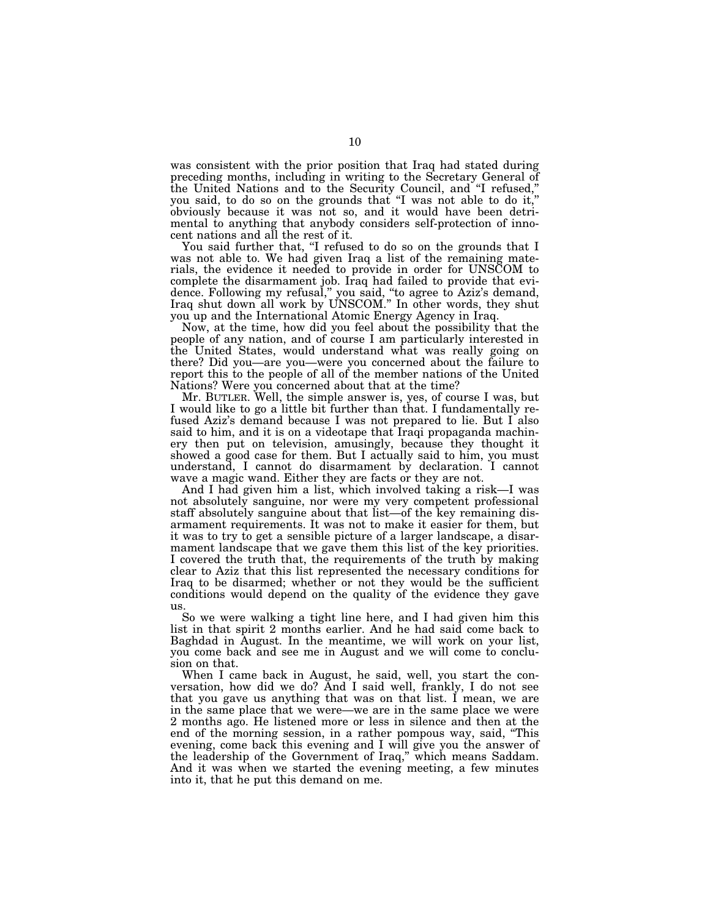was consistent with the prior position that Iraq had stated during preceding months, including in writing to the Secretary General of the United Nations and to the Security Council, and "I refused," you said, to do so on the grounds that "I was not able to do it," obviously because it was not so, and it would have been detrimental to anything that anybody considers self-protection of innocent nations and all the rest of it.

You said further that, "I refused to do so on the grounds that I was not able to. We had given Iraq a list of the remaining materials, the evidence it needed to provide in order for UNSCOM to complete the disarmament job. Iraq had failed to provide that evidence. Following my refusal," you said, "to agree to Aziz's demand, Iraq shut down all work by UNSCOM." In other words, they shut you up and the International Atomic Energy Agency in Iraq.

Now, at the time, how did you feel about the possibility that the people of any nation, and of course I am particularly interested in the United States, would understand what was really going on there? Did you—are you—were you concerned about the failure to report this to the people of all of the member nations of the United Nations? Were you concerned about that at the time?

Mr. BUTLER. Well, the simple answer is, yes, of course I was, but I would like to go a little bit further than that. I fundamentally refused Aziz's demand because I was not prepared to lie. But I also said to him, and it is on a videotape that Iraqi propaganda machinery then put on television, amusingly, because they thought it showed a good case for them. But I actually said to him, you must understand, I cannot do disarmament by declaration. I cannot wave a magic wand. Either they are facts or they are not.

And I had given him a list, which involved taking a risk—I was not absolutely sanguine, nor were my very competent professional staff absolutely sanguine about that list—of the key remaining disarmament requirements. It was not to make it easier for them, but it was to try to get a sensible picture of a larger landscape, a disarmament landscape that we gave them this list of the key priorities. I covered the truth that, the requirements of the truth by making clear to Aziz that this list represented the necessary conditions for Iraq to be disarmed; whether or not they would be the sufficient conditions would depend on the quality of the evidence they gave us.

So we were walking a tight line here, and I had given him this list in that spirit 2 months earlier. And he had said come back to Baghdad in August. In the meantime, we will work on your list, you come back and see me in August and we will come to conclusion on that.

When I came back in August, he said, well, you start the conversation, how did we do? And I said well, frankly, I do not see that you gave us anything that was on that list. I mean, we are in the same place that we were—we are in the same place we were 2 months ago. He listened more or less in silence and then at the end of the morning session, in a rather pompous way, said, "This evening, come back this evening and I will give you the answer of the leadership of the Government of Iraq," which means Saddam. And it was when we started the evening meeting, a few minutes into it, that he put this demand on me.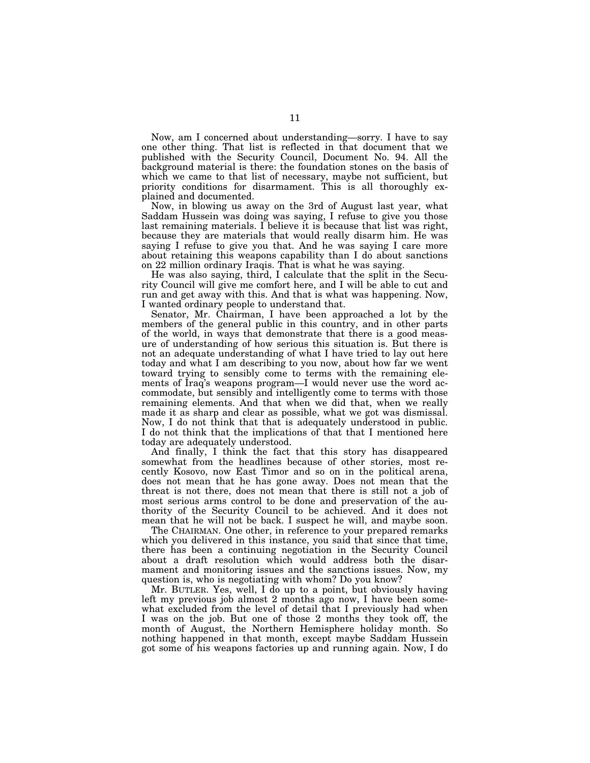Now, am I concerned about understanding—sorry. I have to say one other thing. That list is reflected in that document that we published with the Security Council, Document No. 94. All the background material is there: the foundation stones on the basis of which we came to that list of necessary, maybe not sufficient, but priority conditions for disarmament. This is all thoroughly explained and documented.

Now, in blowing us away on the 3rd of August last year, what Saddam Hussein was doing was saying, I refuse to give you those last remaining materials. I believe it is because that list was right, because they are materials that would really disarm him. He was saying I refuse to give you that. And he was saying I care more about retaining this weapons capability than I do about sanctions on 22 million ordinary Iraqis. That is what he was saying.

He was also saying, third, I calculate that the split in the Security Council will give me comfort here, and I will be able to cut and run and get away with this. And that is what was happening. Now, I wanted ordinary people to understand that.

Senator, Mr. Chairman, I have been approached a lot by the members of the general public in this country, and in other parts of the world, in ways that demonstrate that there is a good measure of understanding of how serious this situation is. But there is not an adequate understanding of what I have tried to lay out here today and what I am describing to you now, about how far we went toward trying to sensibly come to terms with the remaining elements of Iraq's weapons program—I would never use the word accommodate, but sensibly and intelligently come to terms with those remaining elements. And that when we did that, when we really made it as sharp and clear as possible, what we got was dismissal. Now, I do not think that that is adequately understood in public. I do not think that the implications of that that I mentioned here today are adequately understood.

And finally, I think the fact that this story has disappeared somewhat from the headlines because of other stories, most recently Kosovo, now East Timor and so on in the political arena, does not mean that he has gone away. Does not mean that the threat is not there, does not mean that there is still not a job of most serious arms control to be done and preservation of the authority of the Security Council to be achieved. And it does not mean that he will not be back. I suspect he will, and maybe soon.

The CHAIRMAN. One other, in reference to your prepared remarks which you delivered in this instance, you said that since that time, there has been a continuing negotiation in the Security Council about a draft resolution which would address both the disarmament and monitoring issues and the sanctions issues. Now, my question is, who is negotiating with whom? Do you know?

Mr. BUTLER. Yes, well, I do up to a point, but obviously having left my previous job almost 2 months ago now, I have been somewhat excluded from the level of detail that I previously had when I was on the job. But one of those 2 months they took off, the month of August, the Northern Hemisphere holiday month. So nothing happened in that month, except maybe Saddam Hussein got some of his weapons factories up and running again. Now, I do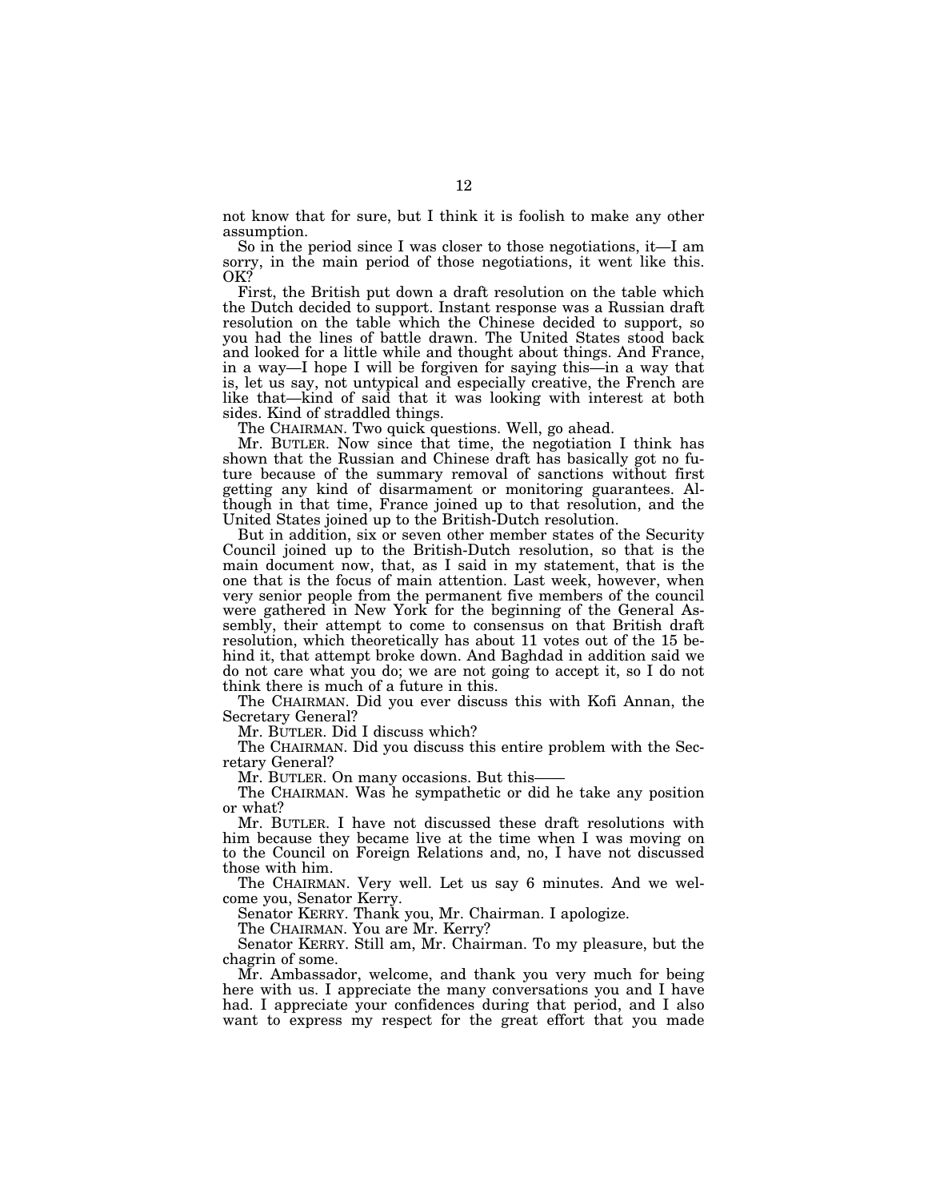not know that for sure, but I think it is foolish to make any other assumption.

So in the period since I was closer to those negotiations, it—I am sorry, in the main period of those negotiations, it went like this. OK?

First, the British put down a draft resolution on the table which the Dutch decided to support. Instant response was a Russian draft resolution on the table which the Chinese decided to support, so you had the lines of battle drawn. The United States stood back and looked for a little while and thought about things. And France, in a way—I hope I will be forgiven for saying this—in a way that is, let us say, not untypical and especially creative, the French are like that—kind of said that it was looking with interest at both sides. Kind of straddled things.

The CHAIRMAN. Two quick questions. Well, go ahead.

Mr. BUTLER. Now since that time, the negotiation I think has shown that the Russian and Chinese draft has basically got no future because of the summary removal of sanctions without first getting any kind of disarmament or monitoring guarantees. Although in that time, France joined up to that resolution, and the United States joined up to the British-Dutch resolution.

But in addition, six or seven other member states of the Security Council joined up to the British-Dutch resolution, so that is the main document now, that, as I said in my statement, that is the one that is the focus of main attention. Last week, however, when very senior people from the permanent five members of the council were gathered in New York for the beginning of the General Assembly, their attempt to come to consensus on that British draft resolution, which theoretically has about 11 votes out of the 15 behind it, that attempt broke down. And Baghdad in addition said we do not care what you do; we are not going to accept it, so I do not think there is much of a future in this.

The CHAIRMAN. Did you ever discuss this with Kofi Annan, the Secretary General?

Mr. BUTLER. Did I discuss which?

The CHAIRMAN. Did you discuss this entire problem with the Secretary General?

Mr. BUTLER. On many occasions. But this——

The CHAIRMAN. Was he sympathetic or did he take any position or what?

Mr. BUTLER. I have not discussed these draft resolutions with him because they became live at the time when I was moving on to the Council on Foreign Relations and, no, I have not discussed those with him.

The CHAIRMAN. Very well. Let us say 6 minutes. And we welcome you, Senator Kerry.

Senator KERRY. Thank you, Mr. Chairman. I apologize.

The CHAIRMAN. You are Mr. Kerry?

Senator KERRY. Still am, Mr. Chairman. To my pleasure, but the chagrin of some.

Mr. Ambassador, welcome, and thank you very much for being here with us. I appreciate the many conversations you and I have had. I appreciate your confidences during that period, and I also want to express my respect for the great effort that you made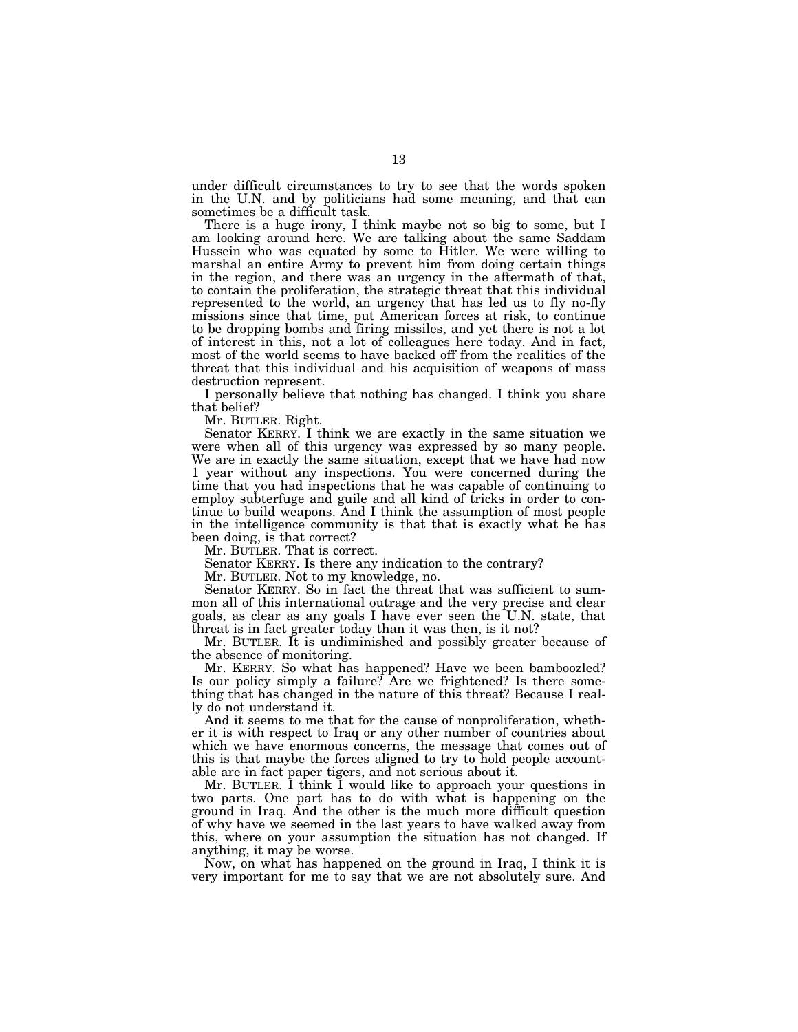under difficult circumstances to try to see that the words spoken in the U.N. and by politicians had some meaning, and that can sometimes be a difficult task.

There is a huge irony, I think maybe not so big to some, but I am looking around here. We are talking about the same Saddam Hussein who was equated by some to Hitler. We were willing to marshal an entire Army to prevent him from doing certain things in the region, and there was an urgency in the aftermath of that, to contain the proliferation, the strategic threat that this individual represented to the world, an urgency that has led us to fly no-fly missions since that time, put American forces at risk, to continue to be dropping bombs and firing missiles, and yet there is not a lot of interest in this, not a lot of colleagues here today. And in fact, most of the world seems to have backed off from the realities of the threat that this individual and his acquisition of weapons of mass destruction represent.

I personally believe that nothing has changed. I think you share that belief?

Mr. BUTLER. Right.

Senator KERRY. I think we are exactly in the same situation we were when all of this urgency was expressed by so many people. We are in exactly the same situation, except that we have had now 1 year without any inspections. You were concerned during the time that you had inspections that he was capable of continuing to employ subterfuge and guile and all kind of tricks in order to continue to build weapons. And I think the assumption of most people in the intelligence community is that that is exactly what he has been doing, is that correct?

Mr. BUTLER. That is correct.

Senator KERRY. Is there any indication to the contrary?

Mr. BUTLER. Not to my knowledge, no.

Senator KERRY. So in fact the threat that was sufficient to summon all of this international outrage and the very precise and clear goals, as clear as any goals I have ever seen the U.N. state, that threat is in fact greater today than it was then, is it not?

Mr. BUTLER. It is undiminished and possibly greater because of the absence of monitoring.

Mr. KERRY. So what has happened? Have we been bamboozled? Is our policy simply a failure? Are we frightened? Is there something that has changed in the nature of this threat? Because I really do not understand it.

And it seems to me that for the cause of nonproliferation, whether it is with respect to Iraq or any other number of countries about which we have enormous concerns, the message that comes out of this is that maybe the forces aligned to try to hold people accountable are in fact paper tigers, and not serious about it.

Mr. BUTLER. I think I would like to approach your questions in two parts. One part has to do with what is happening on the ground in Iraq. And the other is the much more difficult question of why have we seemed in the last years to have walked away from this, where on your assumption the situation has not changed. If anything, it may be worse.

Now, on what has happened on the ground in Iraq, I think it is very important for me to say that we are not absolutely sure. And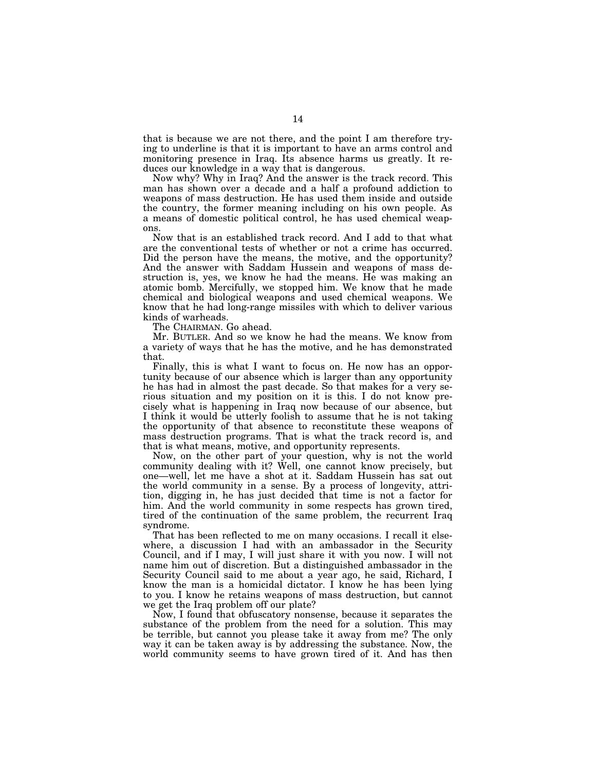that is because we are not there, and the point I am therefore trying to underline is that it is important to have an arms control and monitoring presence in Iraq. Its absence harms us greatly. It reduces our knowledge in a way that is dangerous.

Now why? Why in Iraq? And the answer is the track record. This man has shown over a decade and a half a profound addiction to weapons of mass destruction. He has used them inside and outside the country, the former meaning including on his own people. As a means of domestic political control, he has used chemical weapons.

Now that is an established track record. And I add to that what are the conventional tests of whether or not a crime has occurred. Did the person have the means, the motive, and the opportunity? And the answer with Saddam Hussein and weapons of mass destruction is, yes, we know he had the means. He was making an atomic bomb. Mercifully, we stopped him. We know that he made chemical and biological weapons and used chemical weapons. We know that he had long-range missiles with which to deliver various kinds of warheads.

The CHAIRMAN. Go ahead.

Mr. BUTLER. And so we know he had the means. We know from a variety of ways that he has the motive, and he has demonstrated that.

Finally, this is what I want to focus on. He now has an opportunity because of our absence which is larger than any opportunity he has had in almost the past decade. So that makes for a very serious situation and my position on it is this. I do not know precisely what is happening in Iraq now because of our absence, but I think it would be utterly foolish to assume that he is not taking the opportunity of that absence to reconstitute these weapons of mass destruction programs. That is what the track record is, and that is what means, motive, and opportunity represents.

Now, on the other part of your question, why is not the world community dealing with it? Well, one cannot know precisely, but one—well, let me have a shot at it. Saddam Hussein has sat out the world community in a sense. By a process of longevity, attrition, digging in, he has just decided that time is not a factor for him. And the world community in some respects has grown tired, tired of the continuation of the same problem, the recurrent Iraq syndrome.

That has been reflected to me on many occasions. I recall it elsewhere, a discussion I had with an ambassador in the Security Council, and if I may, I will just share it with you now. I will not name him out of discretion. But a distinguished ambassador in the Security Council said to me about a year ago, he said, Richard, I know the man is a homicidal dictator. I know he has been lying to you. I know he retains weapons of mass destruction, but cannot we get the Iraq problem off our plate?

Now, I found that obfuscatory nonsense, because it separates the substance of the problem from the need for a solution. This may be terrible, but cannot you please take it away from me? The only way it can be taken away is by addressing the substance. Now, the world community seems to have grown tired of it. And has then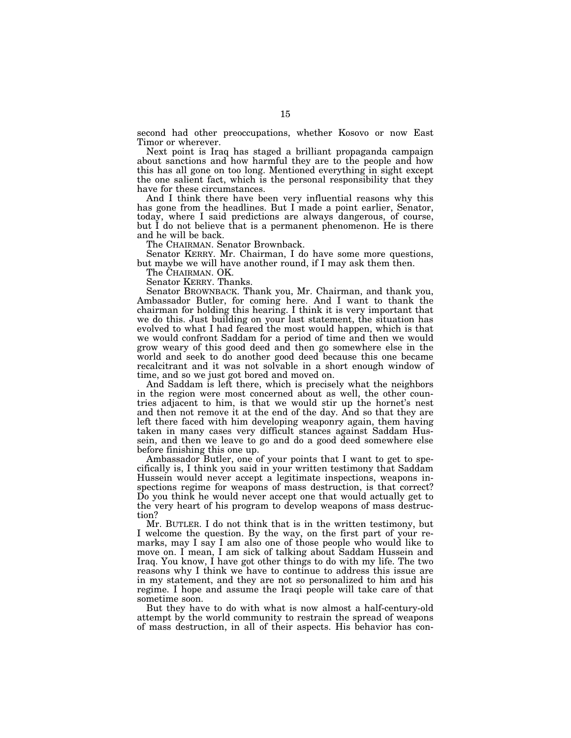second had other preoccupations, whether Kosovo or now East Timor or wherever.

Next point is Iraq has staged a brilliant propaganda campaign about sanctions and how harmful they are to the people and how this has all gone on too long. Mentioned everything in sight except the one salient fact, which is the personal responsibility that they have for these circumstances.

And I think there have been very influential reasons why this has gone from the headlines. But I made a point earlier, Senator, today, where I said predictions are always dangerous, of course, but I do not believe that is a permanent phenomenon. He is there and he will be back.

The CHAIRMAN. Senator Brownback.

Senator KERRY. Mr. Chairman, I do have some more questions, but maybe we will have another round, if I may ask them then.

The CHAIRMAN. OK.

Senator KERRY. Thanks.

Senator BROWNBACK. Thank you, Mr. Chairman, and thank you, Ambassador Butler, for coming here. And I want to thank the chairman for holding this hearing. I think it is very important that we do this. Just building on your last statement, the situation has evolved to what I had feared the most would happen, which is that we would confront Saddam for a period of time and then we would grow weary of this good deed and then go somewhere else in the world and seek to do another good deed because this one became recalcitrant and it was not solvable in a short enough window of time, and so we just got bored and moved on.

And Saddam is left there, which is precisely what the neighbors in the region were most concerned about as well, the other countries adjacent to him, is that we would stir up the hornet's nest and then not remove it at the end of the day. And so that they are left there faced with him developing weaponry again, them having taken in many cases very difficult stances against Saddam Hussein, and then we leave to go and do a good deed somewhere else before finishing this one up.

Ambassador Butler, one of your points that I want to get to specifically is, I think you said in your written testimony that Saddam Hussein would never accept a legitimate inspections, weapons inspections regime for weapons of mass destruction, is that correct? Do you think he would never accept one that would actually get to the very heart of his program to develop weapons of mass destruction?

Mr. BUTLER. I do not think that is in the written testimony, but I welcome the question. By the way, on the first part of your remarks, may I say I am also one of those people who would like to move on. I mean, I am sick of talking about Saddam Hussein and Iraq. You know, I have got other things to do with my life. The two reasons why I think we have to continue to address this issue are in my statement, and they are not so personalized to him and his regime. I hope and assume the Iraqi people will take care of that sometime soon.

But they have to do with what is now almost a half-century-old attempt by the world community to restrain the spread of weapons of mass destruction, in all of their aspects. His behavior has con-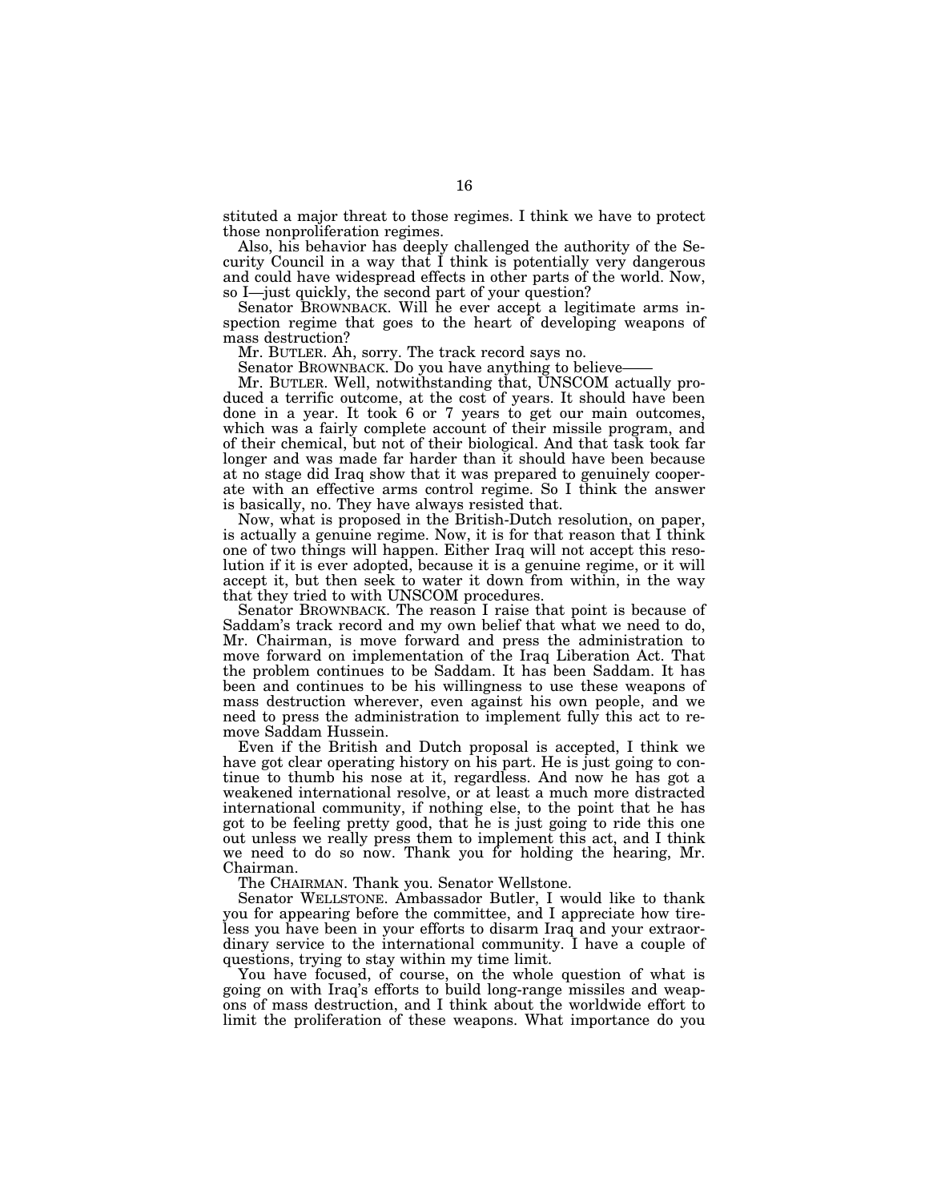stituted a major threat to those regimes. I think we have to protect those nonproliferation regimes.

Also, his behavior has deeply challenged the authority of the Security Council in a way that I think is potentially very dangerous and could have widespread effects in other parts of the world. Now, so I—just quickly, the second part of your question?

Senator BROWNBACK. Will he ever accept a legitimate arms inspection regime that goes to the heart of developing weapons of mass destruction?

Mr. BUTLER. Ah, sorry. The track record says no.

Senator BROWNBACK. Do you have anything to believe——

Mr. BUTLER. Well, notwithstanding that, UNSCOM actually produced a terrific outcome, at the cost of years. It should have been done in a year. It took 6 or 7 years to get our main outcomes, which was a fairly complete account of their missile program, and of their chemical, but not of their biological. And that task took far longer and was made far harder than it should have been because at no stage did Iraq show that it was prepared to genuinely cooperate with an effective arms control regime. So I think the answer is basically, no. They have always resisted that.

Now, what is proposed in the British-Dutch resolution, on paper, is actually a genuine regime. Now, it is for that reason that I think one of two things will happen. Either Iraq will not accept this resolution if it is ever adopted, because it is a genuine regime, or it will accept it, but then seek to water it down from within, in the way that they tried to with UNSCOM procedures.

Senator BROWNBACK. The reason I raise that point is because of Saddam's track record and my own belief that what we need to do, Mr. Chairman, is move forward and press the administration to move forward on implementation of the Iraq Liberation Act. That the problem continues to be Saddam. It has been Saddam. It has been and continues to be his willingness to use these weapons of mass destruction wherever, even against his own people, and we need to press the administration to implement fully this act to remove Saddam Hussein.

Even if the British and Dutch proposal is accepted, I think we have got clear operating history on his part. He is just going to continue to thumb his nose at it, regardless. And now he has got a weakened international resolve, or at least a much more distracted international community, if nothing else, to the point that he has got to be feeling pretty good, that he is just going to ride this one out unless we really press them to implement this act, and I think we need to do so now. Thank you for holding the hearing, Mr. Chairman.

The CHAIRMAN. Thank you. Senator Wellstone.

Senator WELLSTONE. Ambassador Butler, I would like to thank you for appearing before the committee, and I appreciate how tireless you have been in your efforts to disarm Iraq and your extraordinary service to the international community. I have a couple of questions, trying to stay within my time limit.

You have focused, of course, on the whole question of what is going on with Iraq's efforts to build long-range missiles and weapons of mass destruction, and I think about the worldwide effort to limit the proliferation of these weapons. What importance do you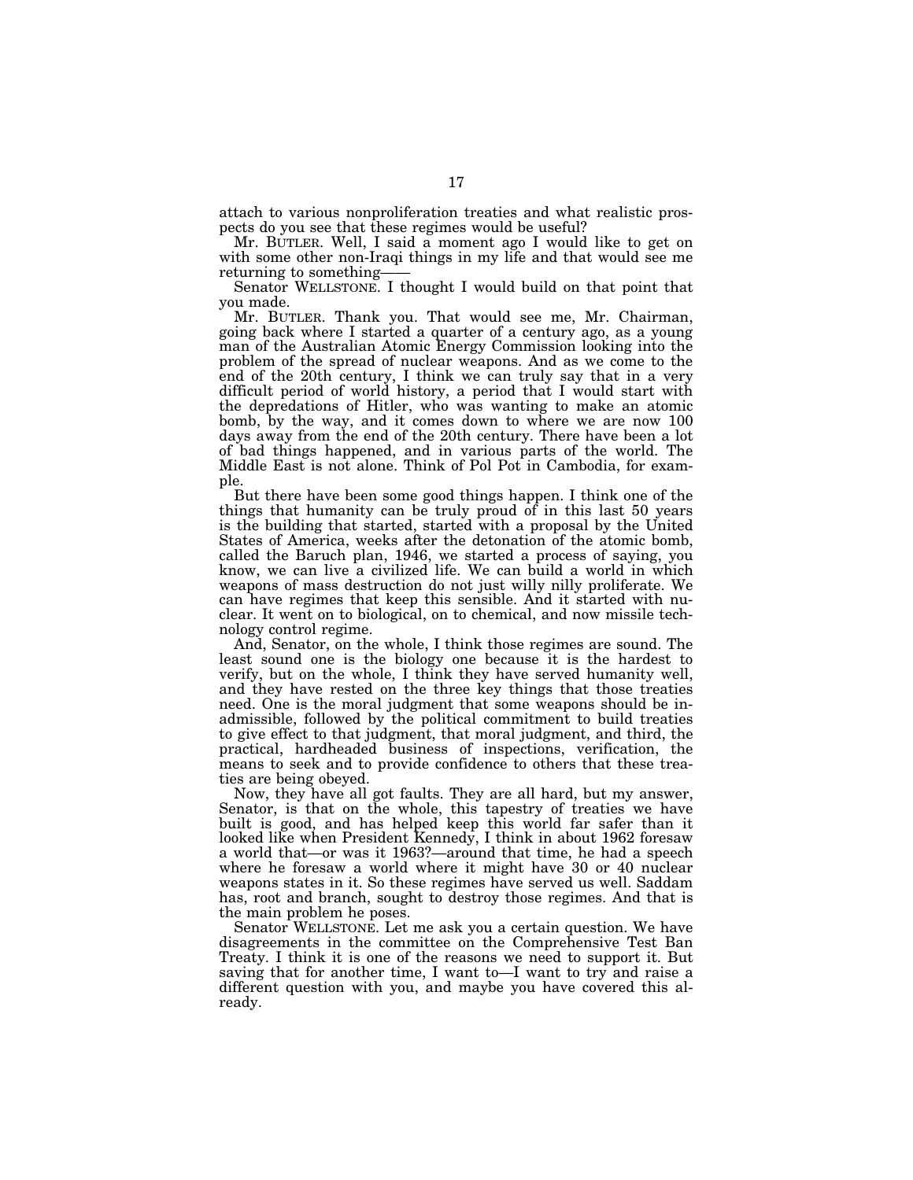attach to various nonproliferation treaties and what realistic prospects do you see that these regimes would be useful?

Mr. BUTLER. Well, I said a moment ago I would like to get on with some other non-Iraqi things in my life and that would see me returning to something——

Senator WELLSTONE. I thought I would build on that point that you made.

Mr. BUTLER. Thank you. That would see me, Mr. Chairman, going back where I started a quarter of a century ago, as a young man of the Australian Atomic Energy Commission looking into the problem of the spread of nuclear weapons. And as we come to the end of the 20th century, I think we can truly say that in a very difficult period of world history, a period that I would start with the depredations of Hitler, who was wanting to make an atomic bomb, by the way, and it comes down to where we are now 100 days away from the end of the 20th century. There have been a lot of bad things happened, and in various parts of the world. The Middle East is not alone. Think of Pol Pot in Cambodia, for example.

But there have been some good things happen. I think one of the things that humanity can be truly proud of in this last 50 years is the building that started, started with a proposal by the United States of America, weeks after the detonation of the atomic bomb, called the Baruch plan, 1946, we started a process of saying, you know, we can live a civilized life. We can build a world in which weapons of mass destruction do not just willy nilly proliferate. We can have regimes that keep this sensible. And it started with nuclear. It went on to biological, on to chemical, and now missile technology control regime.

And, Senator, on the whole, I think those regimes are sound. The least sound one is the biology one because it is the hardest to verify, but on the whole, I think they have served humanity well, and they have rested on the three key things that those treaties need. One is the moral judgment that some weapons should be inadmissible, followed by the political commitment to build treaties to give effect to that judgment, that moral judgment, and third, the practical, hardheaded business of inspections, verification, the means to seek and to provide confidence to others that these treaties are being obeyed.

Now, they have all got faults. They are all hard, but my answer, Senator, is that on the whole, this tapestry of treaties we have built is good, and has helped keep this world far safer than it looked like when President Kennedy, I think in about 1962 foresaw a world that—or was it 1963?—around that time, he had a speech where he foresaw a world where it might have 30 or 40 nuclear weapons states in it. So these regimes have served us well. Saddam has, root and branch, sought to destroy those regimes. And that is the main problem he poses.

Senator WELLSTONE. Let me ask you a certain question. We have disagreements in the committee on the Comprehensive Test Ban Treaty. I think it is one of the reasons we need to support it. But saving that for another time, I want to—I want to try and raise a different question with you, and maybe you have covered this already.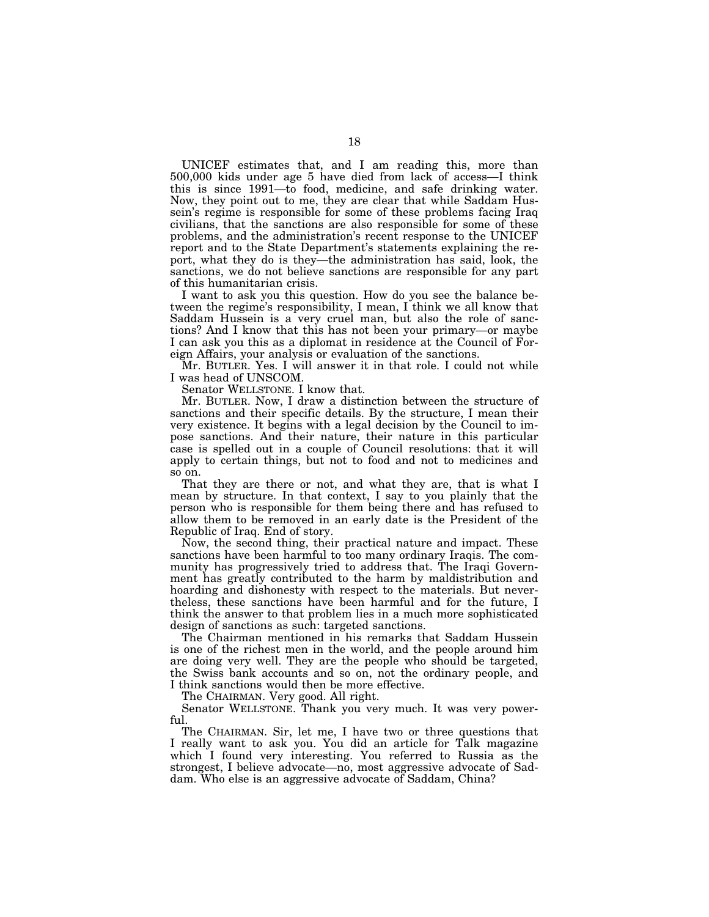UNICEF estimates that, and I am reading this, more than 500,000 kids under age 5 have died from lack of access—I think this is since 1991—to food, medicine, and safe drinking water. Now, they point out to me, they are clear that while Saddam Hussein's regime is responsible for some of these problems facing Iraq civilians, that the sanctions are also responsible for some of these problems, and the administration's recent response to the UNICEF report and to the State Department's statements explaining the report, what they do is they—the administration has said, look, the sanctions, we do not believe sanctions are responsible for any part of this humanitarian crisis.

I want to ask you this question. How do you see the balance between the regime's responsibility, I mean, I think we all know that Saddam Hussein is a very cruel man, but also the role of sanctions? And I know that this has not been your primary—or maybe I can ask you this as a diplomat in residence at the Council of Foreign Affairs, your analysis or evaluation of the sanctions.

Mr. BUTLER. Yes. I will answer it in that role. I could not while I was head of UNSCOM.

Senator WELLSTONE. I know that.

Mr. BUTLER. Now, I draw a distinction between the structure of sanctions and their specific details. By the structure, I mean their very existence. It begins with a legal decision by the Council to impose sanctions. And their nature, their nature in this particular case is spelled out in a couple of Council resolutions: that it will apply to certain things, but not to food and not to medicines and so on.

That they are there or not, and what they are, that is what I mean by structure. In that context, I say to you plainly that the person who is responsible for them being there and has refused to allow them to be removed in an early date is the President of the Republic of Iraq. End of story.

Now, the second thing, their practical nature and impact. These sanctions have been harmful to too many ordinary Iraqis. The community has progressively tried to address that. The Iraqi Government has greatly contributed to the harm by maldistribution and hoarding and dishonesty with respect to the materials. But nevertheless, these sanctions have been harmful and for the future, I think the answer to that problem lies in a much more sophisticated design of sanctions as such: targeted sanctions.

The Chairman mentioned in his remarks that Saddam Hussein is one of the richest men in the world, and the people around him are doing very well. They are the people who should be targeted, the Swiss bank accounts and so on, not the ordinary people, and I think sanctions would then be more effective.

The CHAIRMAN. Very good. All right.

Senator WELLSTONE. Thank you very much. It was very powerful.

The CHAIRMAN. Sir, let me, I have two or three questions that I really want to ask you. You did an article for Talk magazine which I found very interesting. You referred to Russia as the strongest, I believe advocate—no, most aggressive advocate of Saddam. Who else is an aggressive advocate of Saddam, China?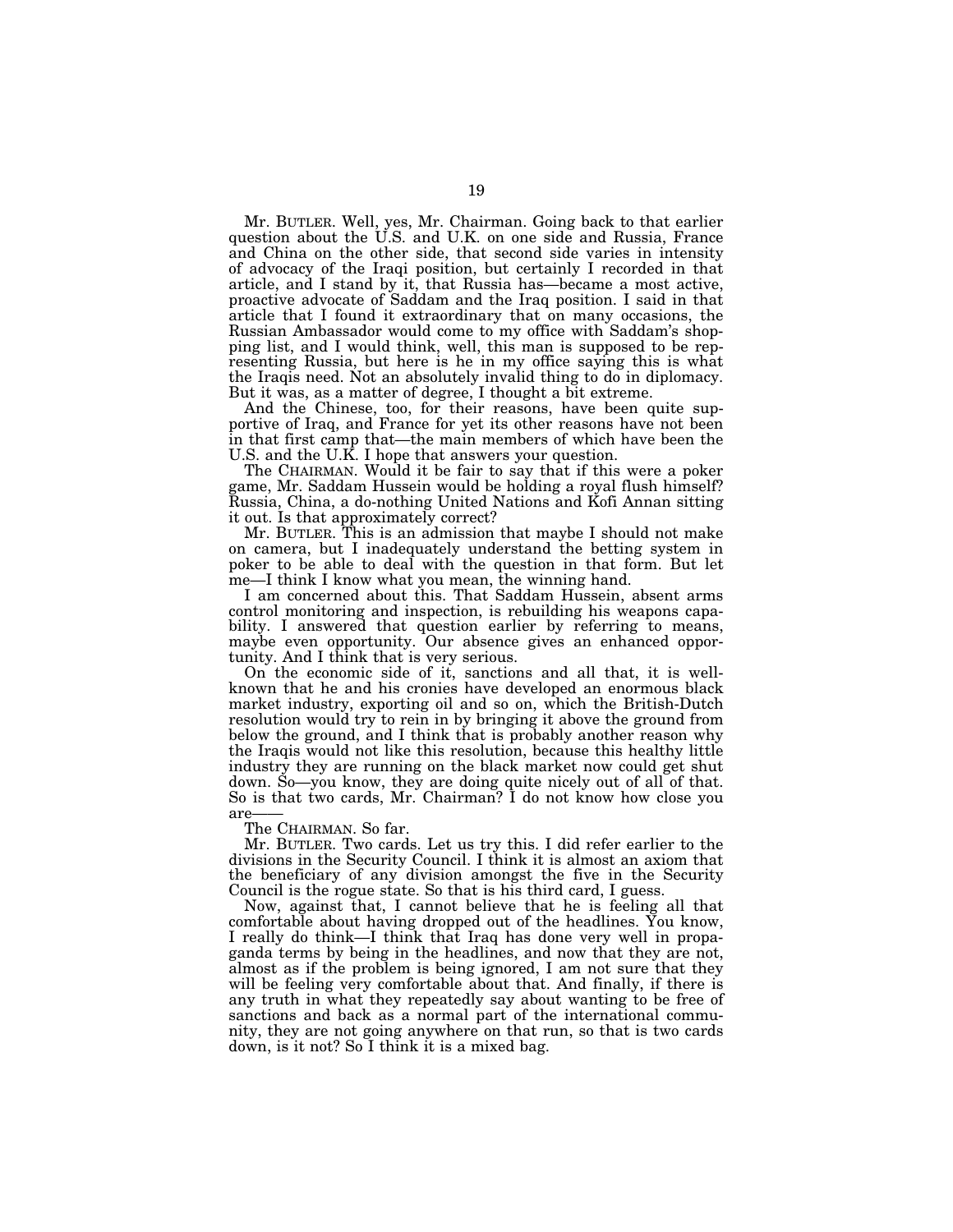Mr. BUTLER. Well, yes, Mr. Chairman. Going back to that earlier question about the U.S. and U.K. on one side and Russia, France and China on the other side, that second side varies in intensity of advocacy of the Iraqi position, but certainly I recorded in that article, and I stand by it, that Russia has—became a most active, proactive advocate of Saddam and the Iraq position. I said in that article that I found it extraordinary that on many occasions, the Russian Ambassador would come to my office with Saddam's shopping list, and I would think, well, this man is supposed to be representing Russia, but here is he in my office saying this is what the Iraqis need. Not an absolutely invalid thing to do in diplomacy. But it was, as a matter of degree, I thought a bit extreme.

And the Chinese, too, for their reasons, have been quite supportive of Iraq, and France for yet its other reasons have not been in that first camp that—the main members of which have been the U.S. and the U.K. I hope that answers your question.

The CHAIRMAN. Would it be fair to say that if this were a poker game, Mr. Saddam Hussein would be holding a royal flush himself? Russia, China, a do-nothing United Nations and Kofi Annan sitting it out. Is that approximately correct?

Mr. BUTLER. This is an admission that maybe I should not make on camera, but I inadequately understand the betting system in poker to be able to deal with the question in that form. But let me—I think I know what you mean, the winning hand.

I am concerned about this. That Saddam Hussein, absent arms control monitoring and inspection, is rebuilding his weapons capability. I answered that question earlier by referring to means, maybe even opportunity. Our absence gives an enhanced opportunity. And I think that is very serious.

On the economic side of it, sanctions and all that, it is well-known that he and his cronies have developed an enormous black market industry, exporting oil and so on, which the British-Dutch resolution would try to rein in by bringing it above the ground from below the ground, and I think that is probably another reason why the Iraqis would not like this resolution, because this healthy little industry they are running on the black market now could get shut down. So—you know, they are doing quite nicely out of all of that. So is that two cards, Mr. Chairman? I do not know how close you are——

The CHAIRMAN. So far.

Mr. BUTLER. Two cards. Let us try this. I did refer earlier to the divisions in the Security Council. I think it is almost an axiom that the beneficiary of any division amongst the five in the Security Council is the rogue state. So that is his third card, I guess.

Now, against that, I cannot believe that he is feeling all that comfortable about having dropped out of the headlines. You know, I really do think—I think that Iraq has done very well in propaganda terms by being in the headlines, and now that they are not, almost as if the problem is being ignored, I am not sure that they will be feeling very comfortable about that. And finally, if there is any truth in what they repeatedly say about wanting to be free of sanctions and back as a normal part of the international community, they are not going anywhere on that run, so that is two cards down, is it not? So I think it is a mixed bag.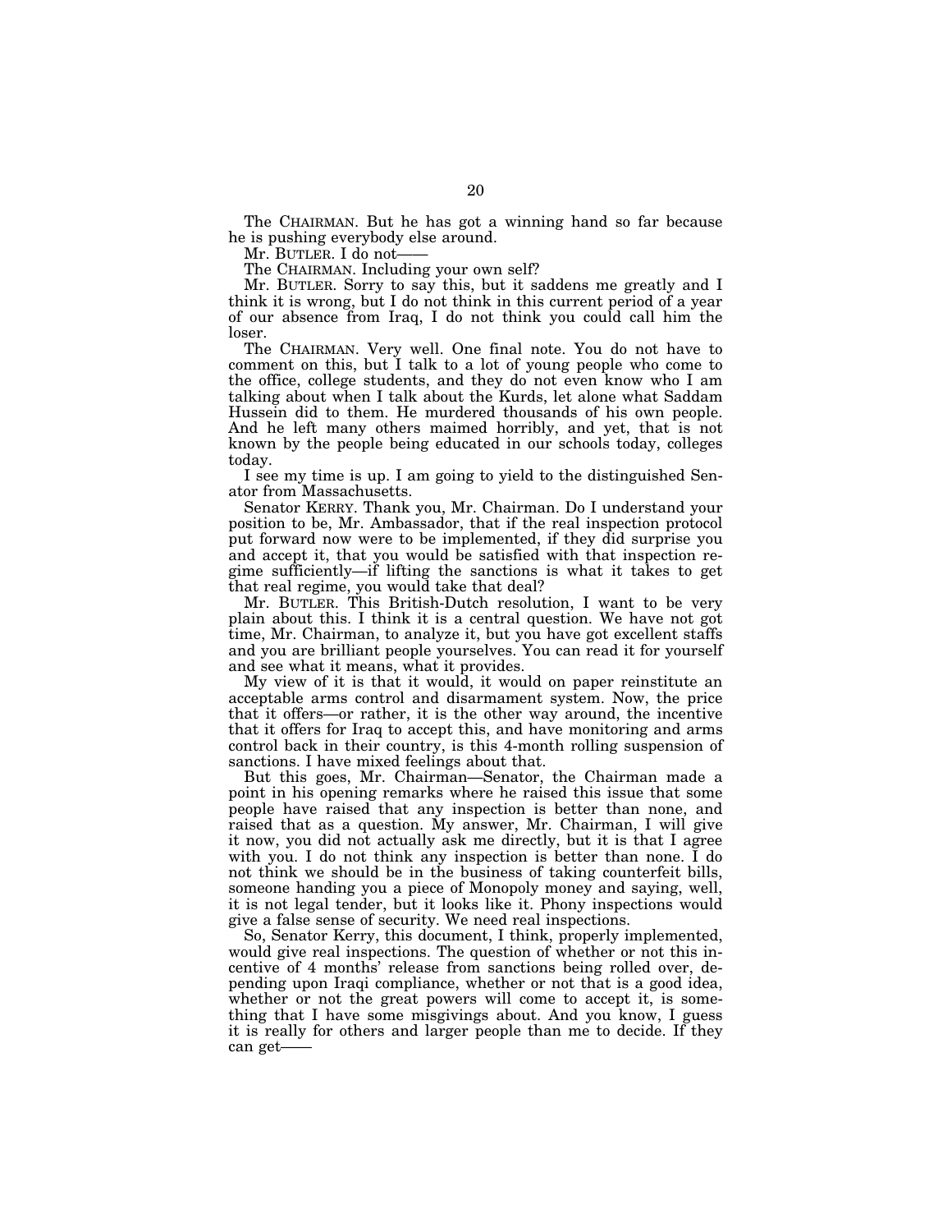The CHAIRMAN. But he has got a winning hand so far because he is pushing everybody else around.

Mr. BUTLER. I do not——

The CHAIRMAN. Including your own self?

Mr. BUTLER. Sorry to say this, but it saddens me greatly and I think it is wrong, but I do not think in this current period of a year of our absence from Iraq, I do not think you could call him the loser.

The CHAIRMAN. Very well. One final note. You do not have to comment on this, but I talk to a lot of young people who come to the office, college students, and they do not even know who I am talking about when I talk about the Kurds, let alone what Saddam Hussein did to them. He murdered thousands of his own people. And he left many others maimed horribly, and yet, that is not known by the people being educated in our schools today, colleges today.

I see my time is up. I am going to yield to the distinguished Senator from Massachusetts.

Senator KERRY. Thank you, Mr. Chairman. Do I understand your position to be, Mr. Ambassador, that if the real inspection protocol put forward now were to be implemented, if they did surprise you and accept it, that you would be satisfied with that inspection regime sufficiently—if lifting the sanctions is what it takes to get that real regime, you would take that deal?

Mr. BUTLER. This British-Dutch resolution, I want to be very plain about this. I think it is a central question. We have not got time, Mr. Chairman, to analyze it, but you have got excellent staffs and you are brilliant people yourselves. You can read it for yourself and see what it means, what it provides.

My view of it is that it would, it would on paper reinstitute an acceptable arms control and disarmament system. Now, the price that it offers—or rather, it is the other way around, the incentive that it offers for Iraq to accept this, and have monitoring and arms control back in their country, is this 4-month rolling suspension of sanctions. I have mixed feelings about that.

But this goes, Mr. Chairman—Senator, the Chairman made a point in his opening remarks where he raised this issue that some people have raised that any inspection is better than none, and raised that as a question. My answer, Mr. Chairman, I will give it now, you did not actually ask me directly, but it is that I agree with you. I do not think any inspection is better than none. I do not think we should be in the business of taking counterfeit bills, someone handing you a piece of Monopoly money and saying, well, it is not legal tender, but it looks like it. Phony inspections would give a false sense of security. We need real inspections.

So, Senator Kerry, this document, I think, properly implemented, would give real inspections. The question of whether or not this incentive of 4 months' release from sanctions being rolled over, depending upon Iraqi compliance, whether or not that is a good idea, whether or not the great powers will come to accept it, is something that I have some misgivings about. And you know, I guess it is really for others and larger people than me to decide. If they can get——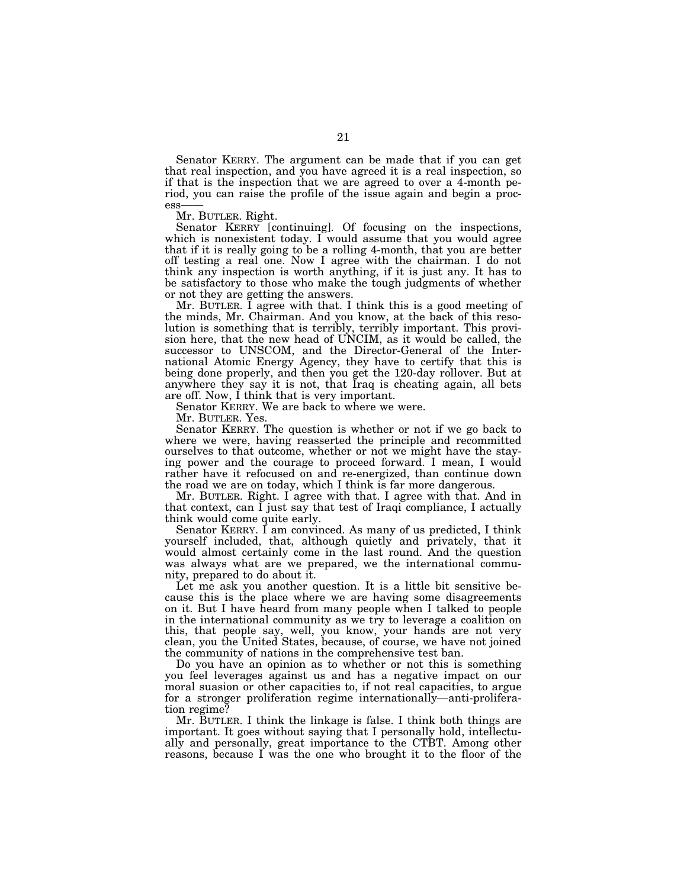Senator KERRY. The argument can be made that if you can get that real inspection, and you have agreed it is a real inspection, so if that is the inspection that we are agreed to over a 4-month period, you can raise the profile of the issue again and begin a process——

Mr. BUTLER. Right.

Senator KERRY [continuing]. Of focusing on the inspections, which is nonexistent today. I would assume that you would agree that if it is really going to be a rolling 4-month, that you are better off testing a real one. Now I agree with the chairman. I do not think any inspection is worth anything, if it is just any. It has to be satisfactory to those who make the tough judgments of whether or not they are getting the answers.

Mr. BUTLER. I agree with that. I think this is a good meeting of the minds, Mr. Chairman. And you know, at the back of this resolution is something that is terribly, terribly important. This provision here, that the new head of UNCIM, as it would be called, the successor to UNSCOM, and the Director-General of the International Atomic Energy Agency, they have to certify that this is being done properly, and then you get the 120-day rollover. But at anywhere they say it is not, that Iraq is cheating again, all bets are off. Now, I think that is very important.

Senator KERRY. We are back to where we were.

Mr. BUTLER. Yes.

Senator KERRY. The question is whether or not if we go back to where we were, having reasserted the principle and recommitted ourselves to that outcome, whether or not we might have the staying power and the courage to proceed forward. I mean, I would rather have it refocused on and re-energized, than continue down the road we are on today, which I think is far more dangerous.

Mr. BUTLER. Right. I agree with that. I agree with that. And in that context, can I just say that test of Iraqi compliance, I actually think would come quite early.

Senator KERRY. I am convinced. As many of us predicted, I think yourself included, that, although quietly and privately, that it would almost certainly come in the last round. And the question was always what are we prepared, we the international community, prepared to do about it.

Let me ask you another question. It is a little bit sensitive because this is the place where we are having some disagreements on it. But I have heard from many people when I talked to people in the international community as we try to leverage a coalition on this, that people say, well, you know, your hands are not very clean, you the United States, because, of course, we have not joined the community of nations in the comprehensive test ban.

Do you have an opinion as to whether or not this is something you feel leverages against us and has a negative impact on our moral suasion or other capacities to, if not real capacities, to argue for a stronger proliferation regime internationally—anti-proliferation regime?

Mr. BUTLER. I think the linkage is false. I think both things are important. It goes without saying that I personally hold, intellectually and personally, great importance to the CTBT. Among other reasons, because I was the one who brought it to the floor of the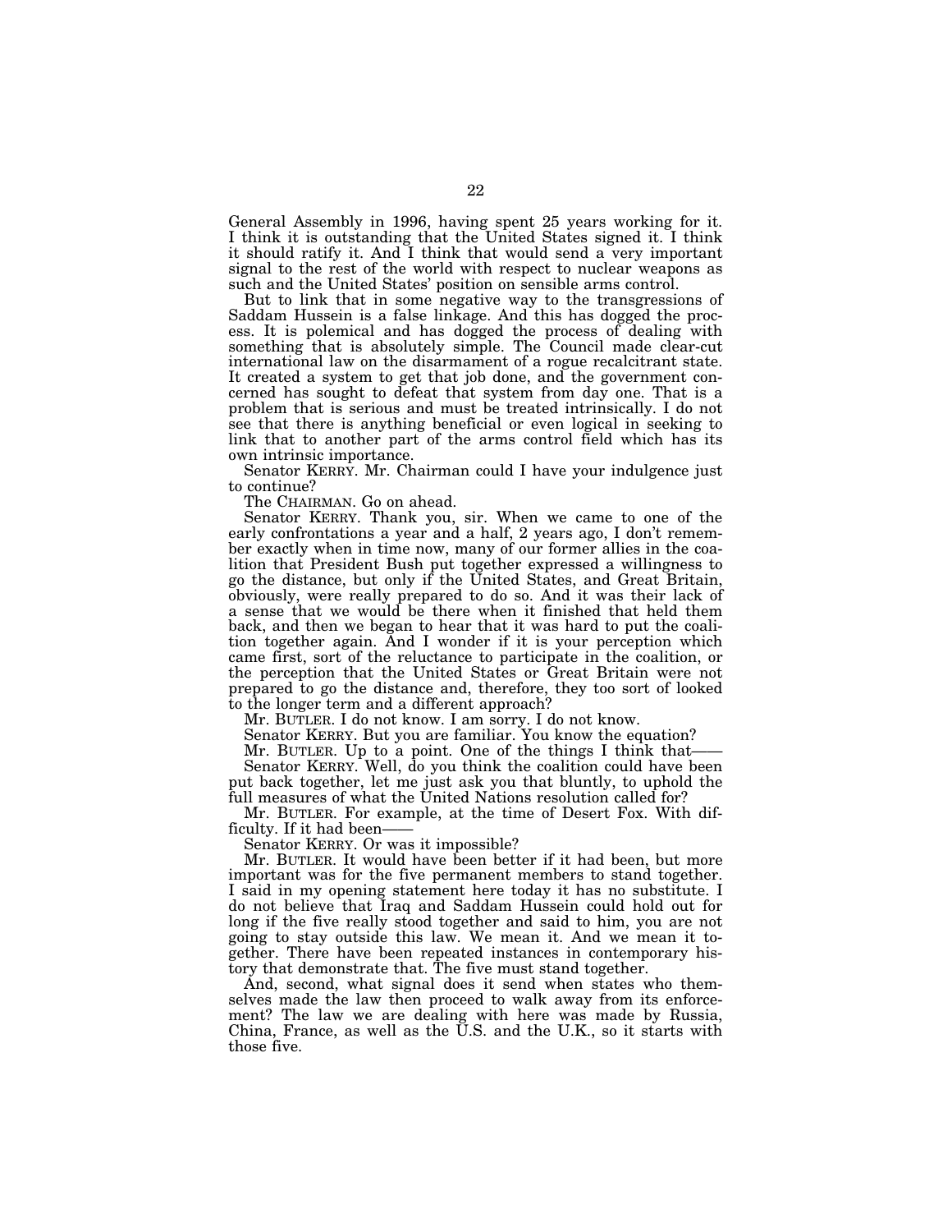General Assembly in 1996, having spent 25 years working for it. I think it is outstanding that the United States signed it. I think it should ratify it. And I think that would send a very important signal to the rest of the world with respect to nuclear weapons as such and the United States' position on sensible arms control.

But to link that in some negative way to the transgressions of Saddam Hussein is a false linkage. And this has dogged the process. It is polemical and has dogged the process of dealing with something that is absolutely simple. The Council made clear-cut international law on the disarmament of a rogue recalcitrant state. It created a system to get that job done, and the government concerned has sought to defeat that system from day one. That is a problem that is serious and must be treated intrinsically. I do not see that there is anything beneficial or even logical in seeking to link that to another part of the arms control field which has its own intrinsic importance.

Senator KERRY. Mr. Chairman could I have your indulgence just to continue?

The CHAIRMAN. Go on ahead.

Senator KERRY. Thank you, sir. When we came to one of the early confrontations a year and a half, 2 years ago, I don't remember exactly when in time now, many of our former allies in the coalition that President Bush put together expressed a willingness to go the distance, but only if the United States, and Great Britain, obviously, were really prepared to do so. And it was their lack of a sense that we would be there when it finished that held them back, and then we began to hear that it was hard to put the coalition together again. And I wonder if it is your perception which came first, sort of the reluctance to participate in the coalition, or the perception that the United States or Great Britain were not prepared to go the distance and, therefore, they too sort of looked to the longer term and a different approach?

Mr. BUTLER. I do not know. I am sorry. I do not know.

Senator KERRY. But you are familiar. You know the equation?

Mr. BUTLER. Up to a point. One of the things I think that——

Senator KERRY. Well, do you think the coalition could have been put back together, let me just ask you that bluntly, to uphold the full measures of what the United Nations resolution called for?

Mr. BUTLER. For example, at the time of Desert Fox. With difficulty. If it had been——

Senator KERRY. Or was it impossible?

Mr. BUTLER. It would have been better if it had been, but more important was for the five permanent members to stand together. I said in my opening statement here today it has no substitute. I do not believe that Iraq and Saddam Hussein could hold out for long if the five really stood together and said to him, you are not going to stay outside this law. We mean it. And we mean it together. There have been repeated instances in contemporary history that demonstrate that. The five must stand together.

And, second, what signal does it send when states who themselves made the law then proceed to walk away from its enforcement? The law we are dealing with here was made by Russia, China, France, as well as the U.S. and the U.K., so it starts with those five.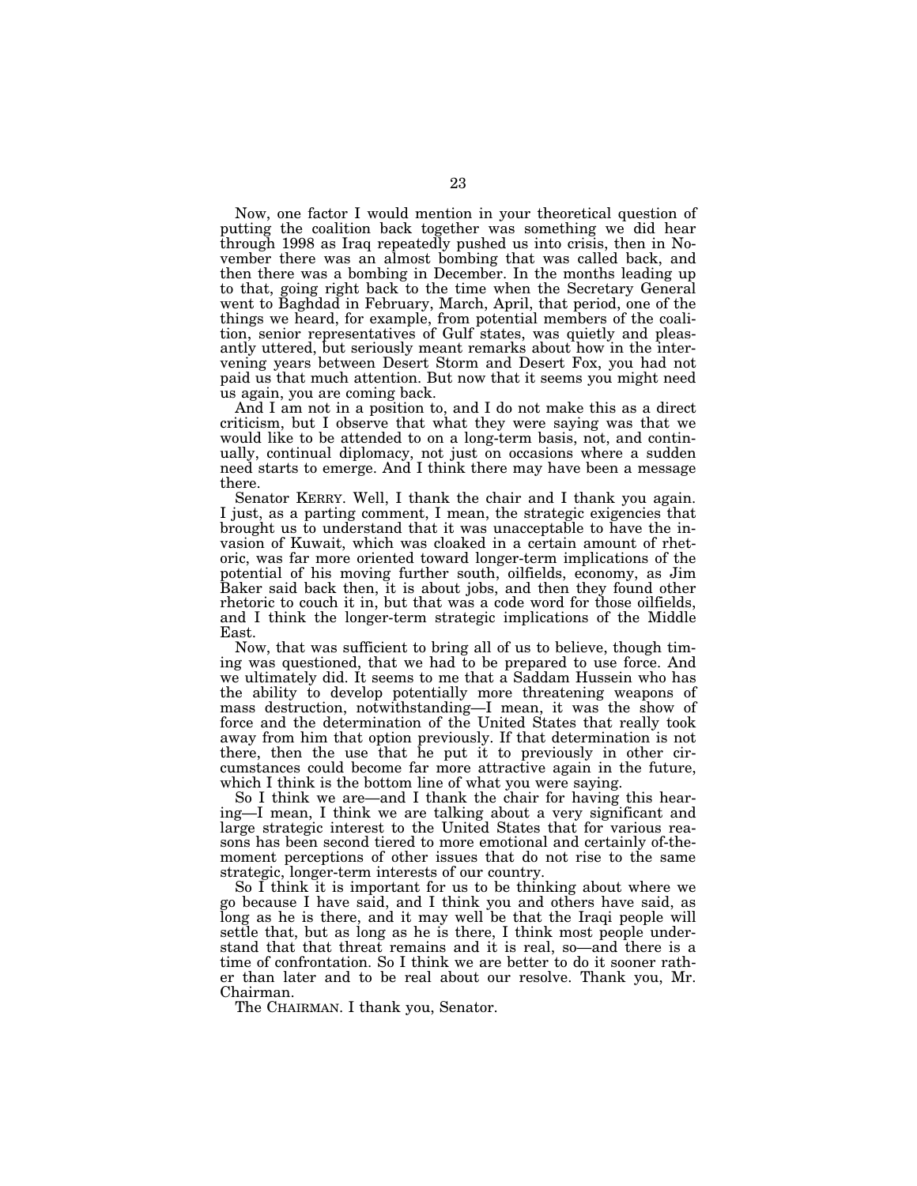Now, one factor I would mention in your theoretical question of putting the coalition back together was something we did hear through 1998 as Iraq repeatedly pushed us into crisis, then in November there was an almost bombing that was called back, and then there was a bombing in December. In the months leading up to that, going right back to the time when the Secretary General went to Baghdad in February, March, April, that period, one of the things we heard, for example, from potential members of the coalition, senior representatives of Gulf states, was quietly and pleasantly uttered, but seriously meant remarks about how in the intervening years between Desert Storm and Desert Fox, you had not paid us that much attention. But now that it seems you might need us again, you are coming back.

And I am not in a position to, and I do not make this as a direct criticism, but I observe that what they were saying was that we would like to be attended to on a long-term basis, not, and continually, continual diplomacy, not just on occasions where a sudden need starts to emerge. And I think there may have been a message there.

Senator KERRY. Well, I thank the chair and I thank you again. I just, as a parting comment, I mean, the strategic exigencies that brought us to understand that it was unacceptable to have the invasion of Kuwait, which was cloaked in a certain amount of rhetoric, was far more oriented toward longer-term implications of the potential of his moving further south, oilfields, economy, as Jim Baker said back then, it is about jobs, and then they found other rhetoric to couch it in, but that was a code word for those oilfields, and I think the longer-term strategic implications of the Middle East.

Now, that was sufficient to bring all of us to believe, though timing was questioned, that we had to be prepared to use force. And we ultimately did. It seems to me that a Saddam Hussein who has the ability to develop potentially more threatening weapons of mass destruction, notwithstanding—I mean, it was the show of force and the determination of the United States that really took away from him that option previously. If that determination is not there, then the use that he put it to previously in other circumstances could become far more attractive again in the future, which I think is the bottom line of what you were saying.

So I think we are—and I thank the chair for having this hearing—I mean, I think we are talking about a very significant and large strategic interest to the United States that for various reasons has been second tiered to more emotional and certainly of-the-moment perceptions of other issues that do not rise to the same strategic, longer-term interests of our country.

So I think it is important for us to be thinking about where we go because I have said, and I think you and others have said, as long as he is there, and it may well be that the Iraqi people will settle that, but as long as he is there, I think most people understand that that threat remains and it is real, so—and there is a time of confrontation. So I think we are better to do it sooner rather than later and to be real about our resolve. Thank you, Mr. Chairman.

The CHAIRMAN. I thank you, Senator.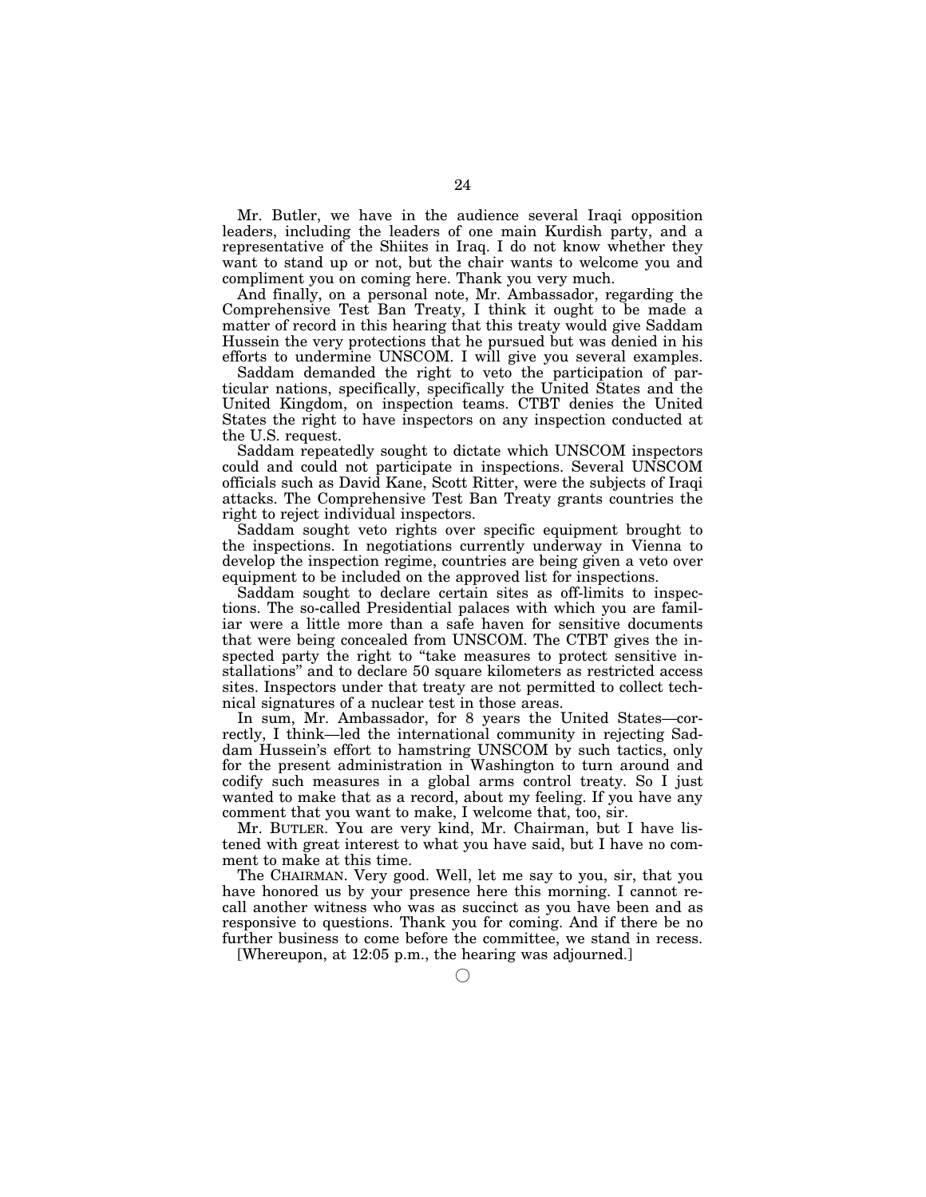Mr. Butler, we have in the audience several Iraqi opposition leaders, including the leaders of one main Kurdish party, and a representative of the Shiites in Iraq. I do not know whether they want to stand up or not, but the chair wants to welcome you and compliment you on coming here. Thank you very much.

And finally, on a personal note, Mr. Ambassador, regarding the Comprehensive Test Ban Treaty, I think it ought to be made a matter of record in this hearing that this treaty would give Saddam Hussein the very protections that he pursued but was denied in his efforts to undermine UNSCOM. I will give you several examples.

Saddam demanded the right to veto the participation of particular nations, specifically, specifically the United States and the United Kingdom, on inspection teams. CTBT denies the United States the right to have inspectors on any inspection conducted at the U.S. request.

Saddam repeatedly sought to dictate which UNSCOM inspectors could and could not participate in inspections. Several UNSCOM officials such as David Kane, Scott Ritter, were the subjects of Iraqi attacks. The Comprehensive Test Ban Treaty grants countries the right to reject individual inspectors.

Saddam sought veto rights over specific equipment brought to the inspections. In negotiations currently underway in Vienna to develop the inspection regime, countries are being given a veto over equipment to be included on the approved list for inspections.

Saddam sought to declare certain sites as off-limits to inspections. The so-called Presidential palaces with which you are familiar were a little more than a safe haven for sensitive documents that were being concealed from UNSCOM. The CTBT gives the inspected party the right to "take measures to protect sensitive installations" and to declare 50 square kilometers as restricted access sites. Inspectors under that treaty are not permitted to collect technical signatures of a nuclear test in those areas.

In sum, Mr. Ambassador, for 8 years the United States—correctly, I think—led the international community in rejecting Saddam Hussein's effort to hamstring UNSCOM by such tactics, only for the present administration in Washington to turn around and codify such measures in a global arms control treaty. So I just wanted to make that as a record, about my feeling. If you have any comment that you want to make, I welcome that, too, sir.

Mr. BUTLER. You are very kind, Mr. Chairman, but I have listened with great interest to what you have said, but I have no comment to make at this time.

The CHAIRMAN. Very good. Well, let me say to you, sir, that you have honored us by your presence here this morning. I cannot recall another witness who was as succinct as you have been and as responsive to questions. Thank you for coming. And if there be no further business to come before the committee, we stand in recess.

[Whereupon, at 12:05 p.m., the hearing was adjourned.]